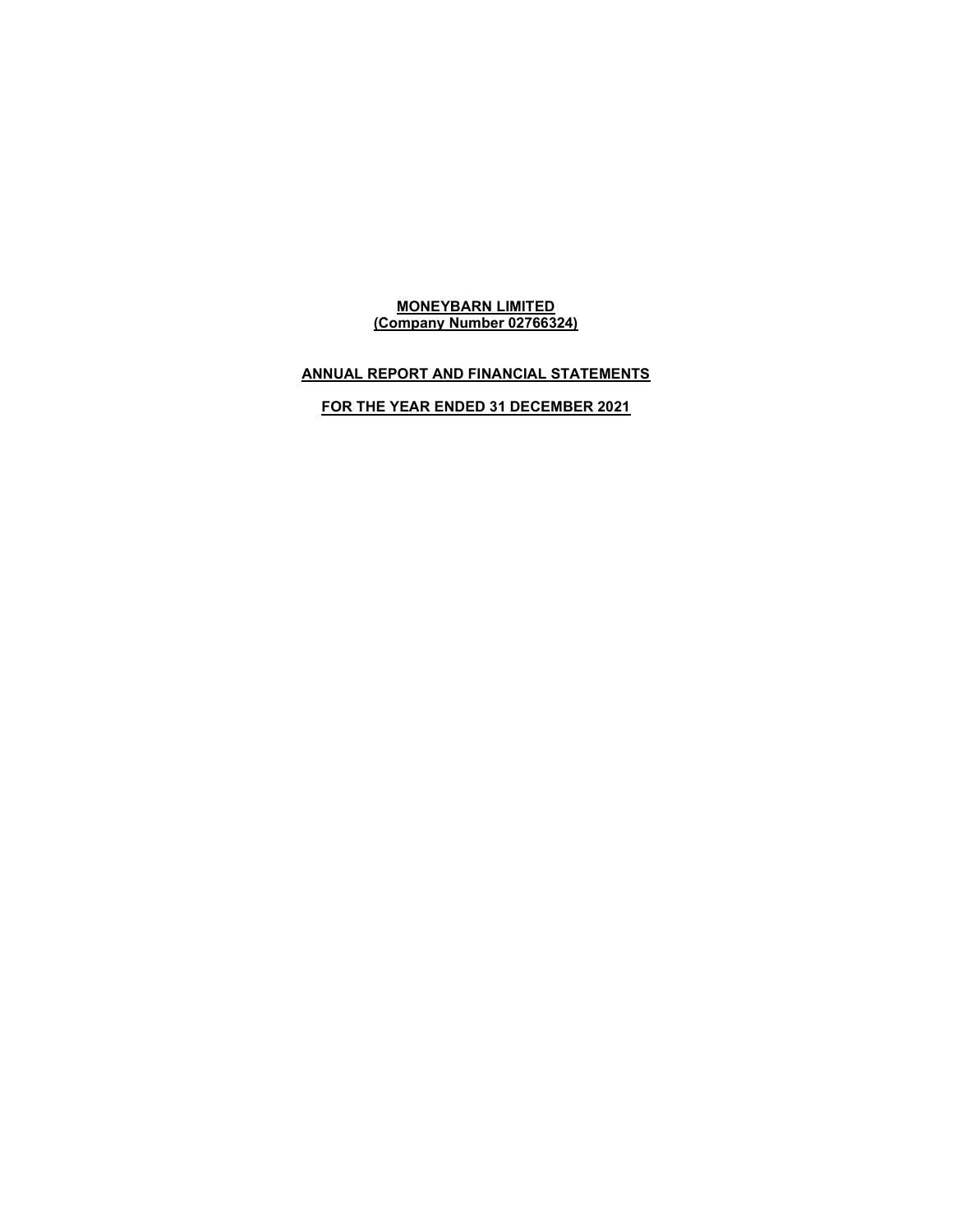# MONEYBARN LIMITED
**(Company Number 02766324)**

## ANNUAL REPORT AND FINANCIAL STATEMENTS

## FOR THE YEAR ENDED 31 DECEMBER 2021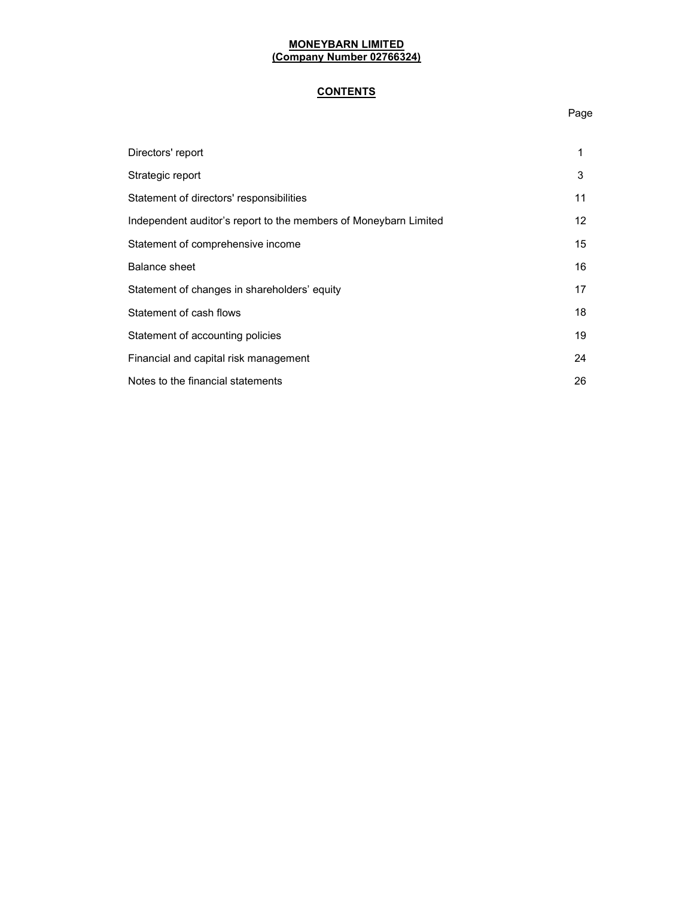**MONEYBARN LIMITED**
**(Company Number 02766324)**

## CONTENTS

| | Page |
|---|---|
| Directors' report | 1 |
| Strategic report | 3 |
| Statement of directors' responsibilities | 11 |
| Independent auditor's report to the members of Moneybarn Limited | 12 |
| Statement of comprehensive income | 15 |
| Balance sheet | 16 |
| Statement of changes in shareholders' equity | 17 |
| Statement of cash flows | 18 |
| Statement of accounting policies | 19 |
| Financial and capital risk management | 24 |
| Notes to the financial statements | 26 |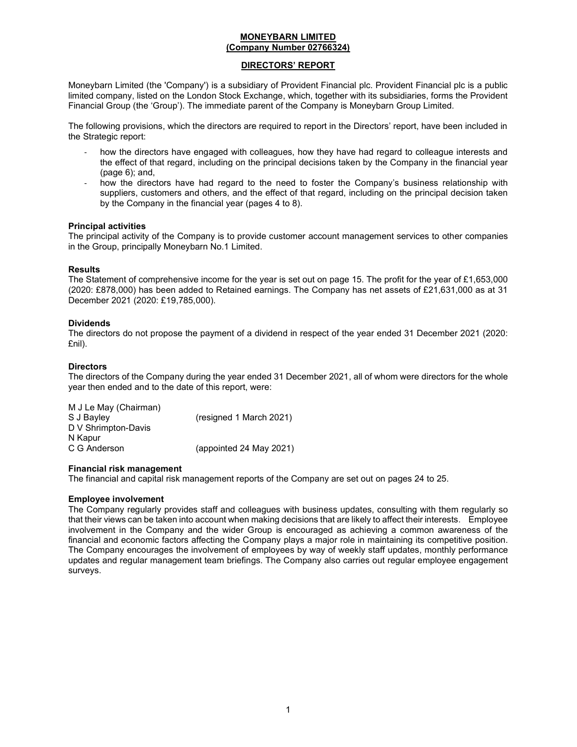**MONEYBARN LIMITED**
**(Company Number 02766324)**

# DIRECTORS' REPORT

Moneybarn Limited (the 'Company') is a subsidiary of Provident Financial plc. Provident Financial plc is a public limited company, listed on the London Stock Exchange, which, together with its subsidiaries, forms the Provident Financial Group (the 'Group'). The immediate parent of the Company is Moneybarn Group Limited.

The following provisions, which the directors are required to report in the Directors' report, have been included in the Strategic report:

- how the directors have engaged with colleagues, how they have had regard to colleague interests and the effect of that regard, including on the principal decisions taken by the Company in the financial year (page 6); and,
- how the directors have had regard to the need to foster the Company's business relationship with suppliers, customers and others, and the effect of that regard, including on the principal decision taken by the Company in the financial year (pages 4 to 8).

## Principal activities

The principal activity of the Company is to provide customer account management services to other companies in the Group, principally Moneybarn No.1 Limited.

## Results

The Statement of comprehensive income for the year is set out on page 15. The profit for the year of £1,653,000 (2020: £878,000) has been added to Retained earnings. The Company has net assets of £21,631,000 as at 31 December 2021 (2020: £19,785,000).

## Dividends

The directors do not propose the payment of a dividend in respect of the year ended 31 December 2021 (2020: £nil).

## Directors

The directors of the Company during the year ended 31 December 2021, all of whom were directors for the whole year then ended and to the date of this report, were:

M J Le May (Chairman)
S J Bayley (resigned 1 March 2021)
D V Shrimpton-Davis
N Kapur
C G Anderson (appointed 24 May 2021)

## Financial risk management

The financial and capital risk management reports of the Company are set out on pages 24 to 25.

## Employee involvement

The Company regularly provides staff and colleagues with business updates, consulting with them regularly so that their views can be taken into account when making decisions that are likely to affect their interests. Employee involvement in the Company and the wider Group is encouraged as achieving a common awareness of the financial and economic factors affecting the Company plays a major role in maintaining its competitive position. The Company encourages the involvement of employees by way of weekly staff updates, monthly performance updates and regular management team briefings. The Company also carries out regular employee engagement surveys.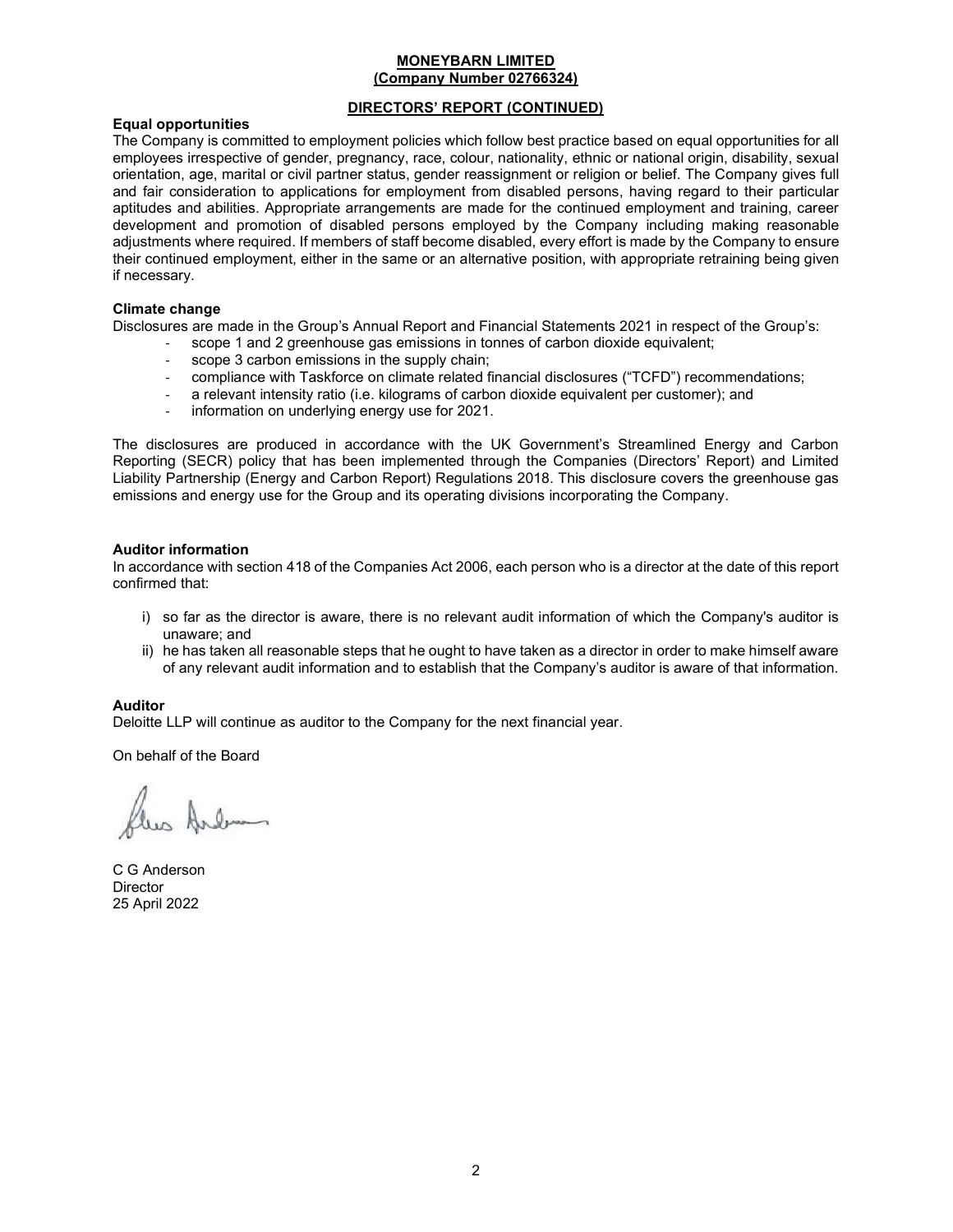**MONEYBARN LIMITED**
**(Company Number 02766324)**

**DIRECTORS' REPORT (CONTINUED)**

**Equal opportunities**

The Company is committed to employment policies which follow best practice based on equal opportunities for all employees irrespective of gender, pregnancy, race, colour, nationality, ethnic or national origin, disability, sexual orientation, age, marital or civil partner status, gender reassignment or religion or belief. The Company gives full and fair consideration to applications for employment from disabled persons, having regard to their particular aptitudes and abilities. Appropriate arrangements are made for the continued employment and training, career development and promotion of disabled persons employed by the Company including making reasonable adjustments where required. If members of staff become disabled, every effort is made by the Company to ensure their continued employment, either in the same or an alternative position, with appropriate retraining being given if necessary.

**Climate change**

Disclosures are made in the Group's Annual Report and Financial Statements 2021 in respect of the Group's:

- scope 1 and 2 greenhouse gas emissions in tonnes of carbon dioxide equivalent;
- scope 3 carbon emissions in the supply chain;
- compliance with Taskforce on climate related financial disclosures ("TCFD") recommendations;
- a relevant intensity ratio (i.e. kilograms of carbon dioxide equivalent per customer); and
- information on underlying energy use for 2021.

The disclosures are produced in accordance with the UK Government's Streamlined Energy and Carbon Reporting (SECR) policy that has been implemented through the Companies (Directors' Report) and Limited Liability Partnership (Energy and Carbon Report) Regulations 2018. This disclosure covers the greenhouse gas emissions and energy use for the Group and its operating divisions incorporating the Company.

**Auditor information**

In accordance with section 418 of the Companies Act 2006, each person who is a director at the date of this report confirmed that:

i) so far as the director is aware, there is no relevant audit information of which the Company's auditor is unaware; and
ii) he has taken all reasonable steps that he ought to have taken as a director in order to make himself aware of any relevant audit information and to establish that the Company's auditor is aware of that information.

**Auditor**

Deloitte LLP will continue as auditor to the Company for the next financial year.

On behalf of the Board

C G Anderson
Director
25 April 2022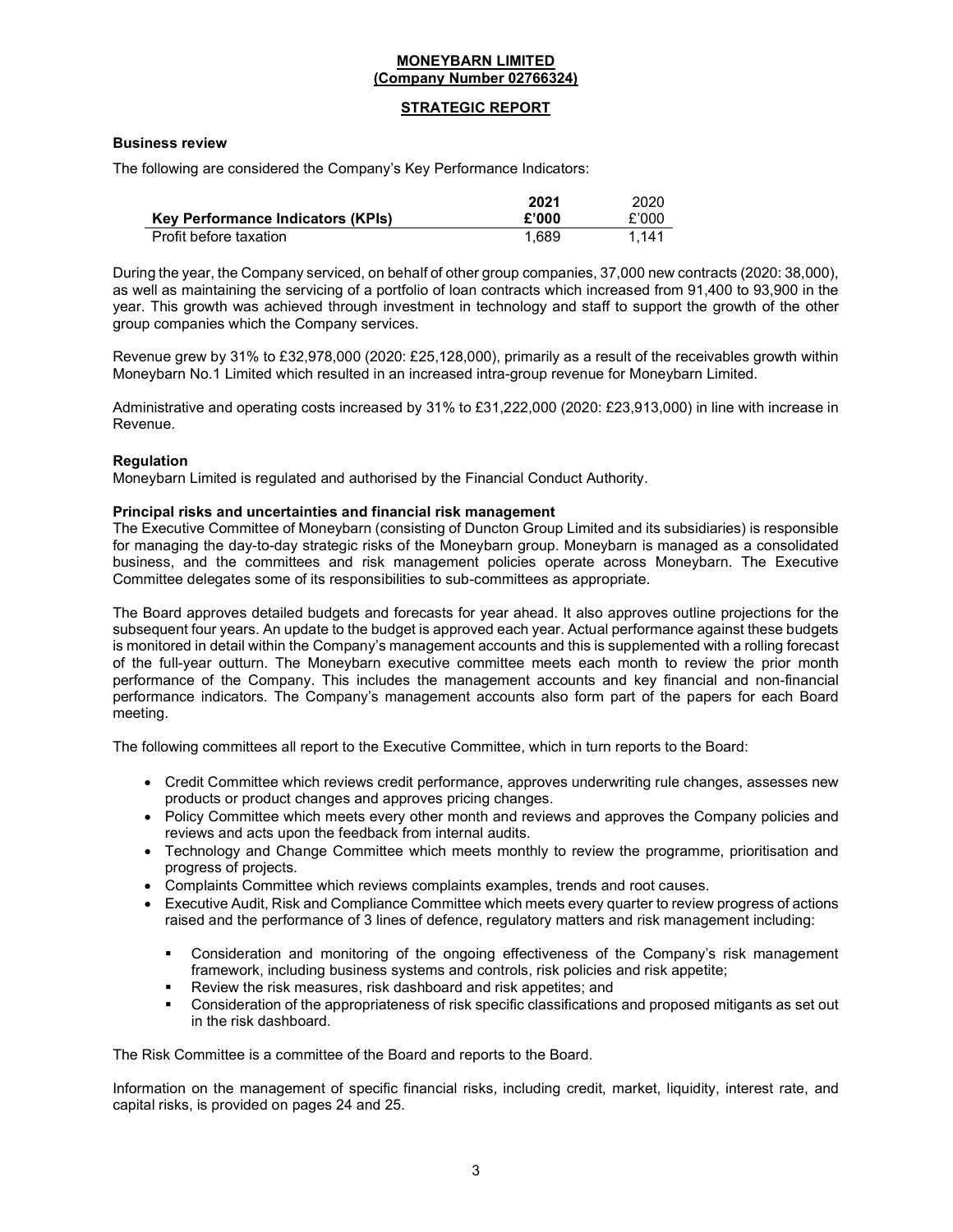**MONEYBARN LIMITED**
**(Company Number 02766324)**

## STRATEGIC REPORT

### Business review

The following are considered the Company's Key Performance Indicators:

| Key Performance Indicators (KPIs) | 2021 £'000 | 2020 £'000 |
|---|---|---|
| Profit before taxation | 1,689 | 1,141 |

During the year, the Company serviced, on behalf of other group companies, 37,000 new contracts (2020: 38,000), as well as maintaining the servicing of a portfolio of loan contracts which increased from 91,400 to 93,900 in the year. This growth was achieved through investment in technology and staff to support the growth of the other group companies which the Company services.

Revenue grew by 31% to £32,978,000 (2020: £25,128,000), primarily as a result of the receivables growth within Moneybarn No.1 Limited which resulted in an increased intra-group revenue for Moneybarn Limited.

Administrative and operating costs increased by 31% to £31,222,000 (2020: £23,913,000) in line with increase in Revenue.

### Regulation

Moneybarn Limited is regulated and authorised by the Financial Conduct Authority.

### Principal risks and uncertainties and financial risk management

The Executive Committee of Moneybarn (consisting of Duncton Group Limited and its subsidiaries) is responsible for managing the day-to-day strategic risks of the Moneybarn group. Moneybarn is managed as a consolidated business, and the committees and risk management policies operate across Moneybarn. The Executive Committee delegates some of its responsibilities to sub-committees as appropriate.

The Board approves detailed budgets and forecasts for year ahead. It also approves outline projections for the subsequent four years. An update to the budget is approved each year. Actual performance against these budgets is monitored in detail within the Company's management accounts and this is supplemented with a rolling forecast of the full-year outturn. The Moneybarn executive committee meets each month to review the prior month performance of the Company. This includes the management accounts and key financial and non-financial performance indicators. The Company's management accounts also form part of the papers for each Board meeting.

The following committees all report to the Executive Committee, which in turn reports to the Board:

- Credit Committee which reviews credit performance, approves underwriting rule changes, assesses new products or product changes and approves pricing changes.
- Policy Committee which meets every other month and reviews and approves the Company policies and reviews and acts upon the feedback from internal audits.
- Technology and Change Committee which meets monthly to review the programme, prioritisation and progress of projects.
- Complaints Committee which reviews complaints examples, trends and root causes.
- Executive Audit, Risk and Compliance Committee which meets every quarter to review progress of actions raised and the performance of 3 lines of defence, regulatory matters and risk management including:
  - Consideration and monitoring of the ongoing effectiveness of the Company's risk management framework, including business systems and controls, risk policies and risk appetite;
  - Review the risk measures, risk dashboard and risk appetites; and
  - Consideration of the appropriateness of risk specific classifications and proposed mitigants as set out in the risk dashboard.

The Risk Committee is a committee of the Board and reports to the Board.

Information on the management of specific financial risks, including credit, market, liquidity, interest rate, and capital risks, is provided on pages 24 and 25.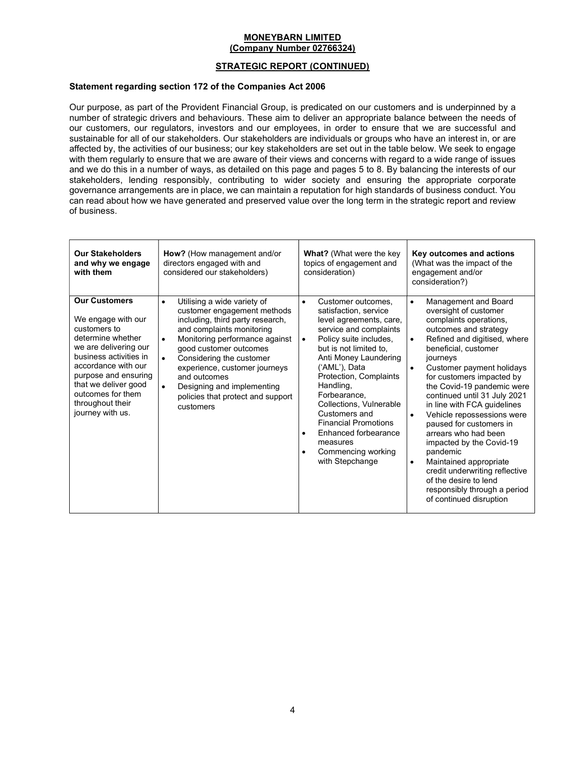**MONEYBARN LIMITED**
**(Company Number 02766324)**

**STRATEGIC REPORT (CONTINUED)**

**Statement regarding section 172 of the Companies Act 2006**

Our purpose, as part of the Provident Financial Group, is predicated on our customers and is underpinned by a number of strategic drivers and behaviours. These aim to deliver an appropriate balance between the needs of our customers, our regulators, investors and our employees, in order to ensure that we are successful and sustainable for all of our stakeholders. Our stakeholders are individuals or groups who have an interest in, or are affected by, the activities of our business; our key stakeholders are set out in the table below. We seek to engage with them regularly to ensure that we are aware of their views and concerns with regard to a wide range of issues and we do this in a number of ways, as detailed on this page and pages 5 to 8. By balancing the interests of our stakeholders, lending responsibly, contributing to wider society and ensuring the appropriate corporate governance arrangements are in place, we can maintain a reputation for high standards of business conduct. You can read about how we have generated and preserved value over the long term in the strategic report and review of business.

| **Our Stakeholders and why we engage with them** | **How?** (How management and/or directors engaged with and considered our stakeholders) | **What?** (What were the key topics of engagement and consideration) | **Key outcomes and actions** (What was the impact of the engagement and/or consideration?) |
|---|---|---|---|
| **Our Customers**<br><br>We engage with our customers to determine whether we are delivering our business activities in accordance with our purpose and ensuring that we deliver good outcomes for them throughout their journey with us. | • Utilising a wide variety of customer engagement methods including, third party research, and complaints monitoring<br>• Monitoring performance against good customer outcomes<br>• Considering the customer experience, customer journeys and outcomes<br>• Designing and implementing policies that protect and support customers | • Customer outcomes, satisfaction, service level agreements, care, service and complaints<br>• Policy suite includes, but is not limited to, Anti Money Laundering ('AML'), Data Protection, Complaints Handling, Forbearance, Collections, Vulnerable Customers and Financial Promotions<br>• Enhanced forbearance measures<br>• Commencing working with Stepchange | • Management and Board oversight of customer complaints operations, outcomes and strategy<br>• Refined and digitised, where beneficial, customer journeys<br>• Customer payment holidays for customers impacted by the Covid-19 pandemic were continued until 31 July 2021 in line with FCA guidelines<br>• Vehicle repossessions were paused for customers in arrears who had been impacted by the Covid-19 pandemic<br>• Maintained appropriate credit underwriting reflective of the desire to lend responsibly through a period of continued disruption |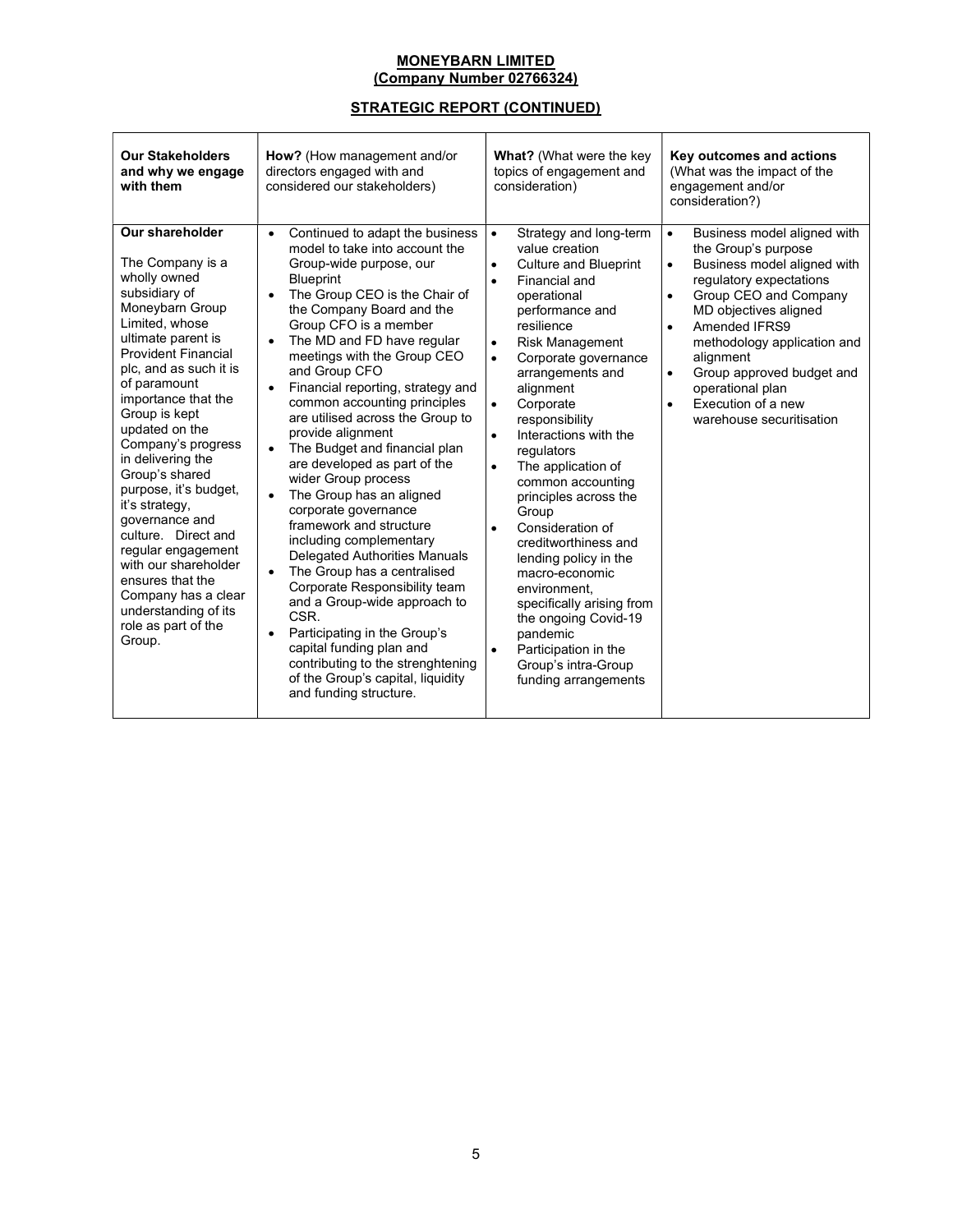**MONEYBARN LIMITED**
**(Company Number 02766324)**

**STRATEGIC REPORT (CONTINUED)**

| **Our Stakeholders and why we engage with them** | **How?** (How management and/or directors engaged with and considered our stakeholders) | **What?** (What were the key topics of engagement and consideration) | **Key outcomes and actions** (What was the impact of the engagement and/or consideration?) |
|---|---|---|---|
| **Our shareholder**<br><br>The Company is a wholly owned subsidiary of Moneybarn Group Limited, whose ultimate parent is Provident Financial plc, and as such it is of paramount importance that the Group is kept updated on the Company's progress in delivering the Group's shared purpose, it's budget, it's strategy, governance and culture. Direct and regular engagement with our shareholder ensures that the Company has a clear understanding of its role as part of the Group. | • Continued to adapt the business model to take into account the Group-wide purpose, our Blueprint<br>• The Group CEO is the Chair of the Company Board and the Group CFO is a member<br>• The MD and FD have regular meetings with the Group CEO and Group CFO<br>• Financial reporting, strategy and common accounting principles are utilised across the Group to provide alignment<br>• The Budget and financial plan are developed as part of the wider Group process<br>• The Group has an aligned corporate governance framework and structure including complementary Delegated Authorities Manuals<br>• The Group has a centralised Corporate Responsibility team and a Group-wide approach to CSR.<br>• Participating in the Group's capital funding plan and contributing to the strenghtening of the Group's capital, liquidity and funding structure. | • Strategy and long-term value creation<br>• Culture and Blueprint<br>• Financial and operational performance and resilience<br>• Risk Management<br>• Corporate governance arrangements and alignment<br>• Corporate responsibility<br>• Interactions with the regulators<br>• The application of common accounting principles across the Group<br>• Consideration of creditworthiness and lending policy in the macro-economic environment, specifically arising from the ongoing Covid-19 pandemic<br>• Participation in the Group's intra-Group funding arrangements | • Business model aligned with the Group's purpose<br>• Business model aligned with regulatory expectations<br>• Group CEO and Company MD objectives aligned<br>• Amended IFRS9 methodology application and alignment<br>• Group approved budget and operational plan<br>• Execution of a new warehouse securitisation |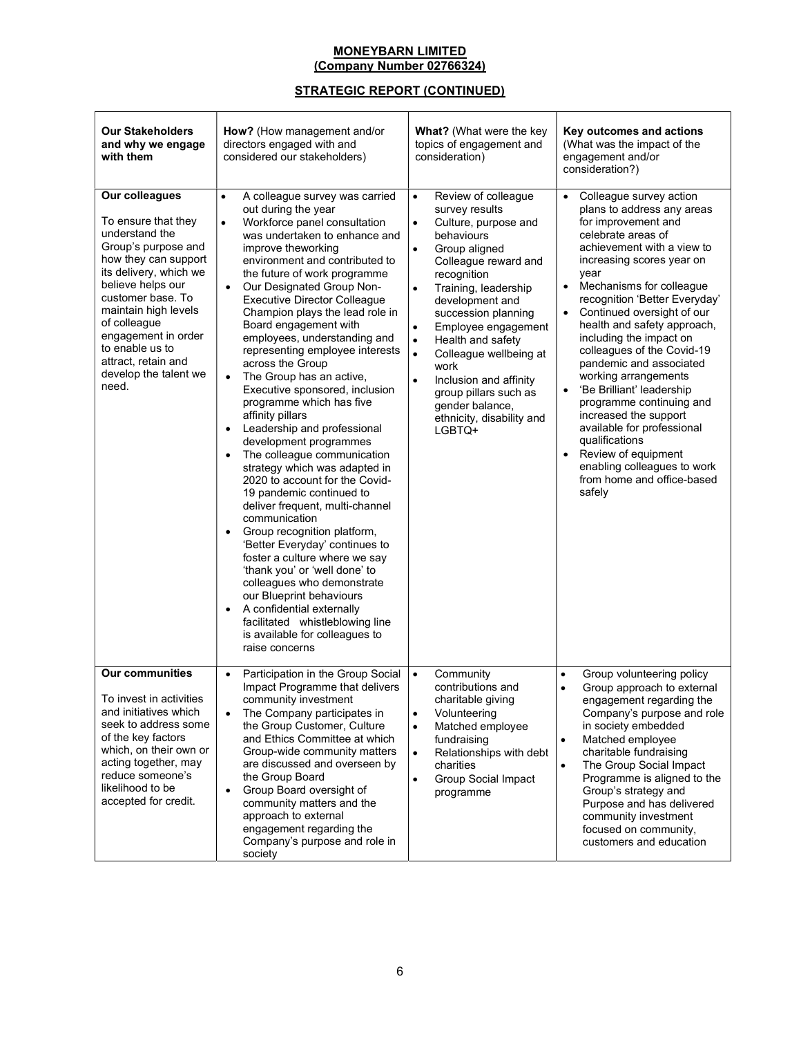**MONEYBARN LIMITED**
**(Company Number 02766324)**

**STRATEGIC REPORT (CONTINUED)**

| **Our Stakeholders and why we engage with them** | **How?** (How management and/or directors engaged with and considered our stakeholders) | **What?** (What were the key topics of engagement and consideration) | **Key outcomes and actions** (What was the impact of the engagement and/or consideration?) |
|---|---|---|---|
| **Our colleagues**<br><br>To ensure that they understand the Group's purpose and how they can support its delivery, which we believe helps our customer base. To maintain high levels of colleague engagement in order to enable us to attract, retain and develop the talent we need. | • A colleague survey was carried out during the year<br>• Workforce panel consultation was undertaken to enhance and improve theworking environment and contributed to the future of work programme<br>• Our Designated Group Non-Executive Director Colleague Champion plays the lead role in Board engagement with employees, understanding and representing employee interests across the Group<br>• The Group has an active, Executive sponsored, inclusion programme which has five affinity pillars<br>• Leadership and professional development programmes<br>• The colleague communication strategy which was adapted in 2020 to account for the Covid-19 pandemic continued to deliver frequent, multi-channel communication<br>• Group recognition platform, 'Better Everyday' continues to foster a culture where we say 'thank you' or 'well done' to colleagues who demonstrate our Blueprint behaviours<br>• A confidential externally facilitated whistleblowing line is available for colleagues to raise concerns | • Review of colleague survey results<br>• Culture, purpose and behaviours<br>• Group aligned Colleague reward and recognition<br>• Training, leadership development and succession planning<br>• Employee engagement<br>• Health and safety<br>• Colleague wellbeing at work<br>• Inclusion and affinity group pillars such as gender balance, ethnicity, disability and LGBTQ+ | • Colleague survey action plans to address any areas for improvement and celebrate areas of achievement with a view to increasing scores year on year<br>• Mechanisms for colleague recognition 'Better Everyday'<br>• Continued oversight of our health and safety approach, including the impact on colleagues of the Covid-19 pandemic and associated working arrangements<br>• 'Be Brilliant' leadership programme continuing and increased the support available for professional qualifications<br>• Review of equipment enabling colleagues to work from home and office-based safely |
| **Our communities**<br><br>To invest in activities and initiatives which seek to address some of the key factors which, on their own or acting together, may reduce someone's likelihood to be accepted for credit. | • Participation in the Group Social Impact Programme that delivers community investment<br>• The Company participates in the Group Customer, Culture and Ethics Committee at which Group-wide community matters are discussed and overseen by the Group Board<br>• Group Board oversight of community matters and the approach to external engagement regarding the Company's purpose and role in society | • Community contributions and charitable giving<br>• Volunteering<br>• Matched employee fundraising<br>• Relationships with debt charities<br>• Group Social Impact programme | • Group volunteering policy<br>• Group approach to external engagement regarding the Company's purpose and role in society embedded<br>• Matched employee charitable fundraising<br>• The Group Social Impact Programme is aligned to the Group's strategy and Purpose and has delivered community investment focused on community, customers and education |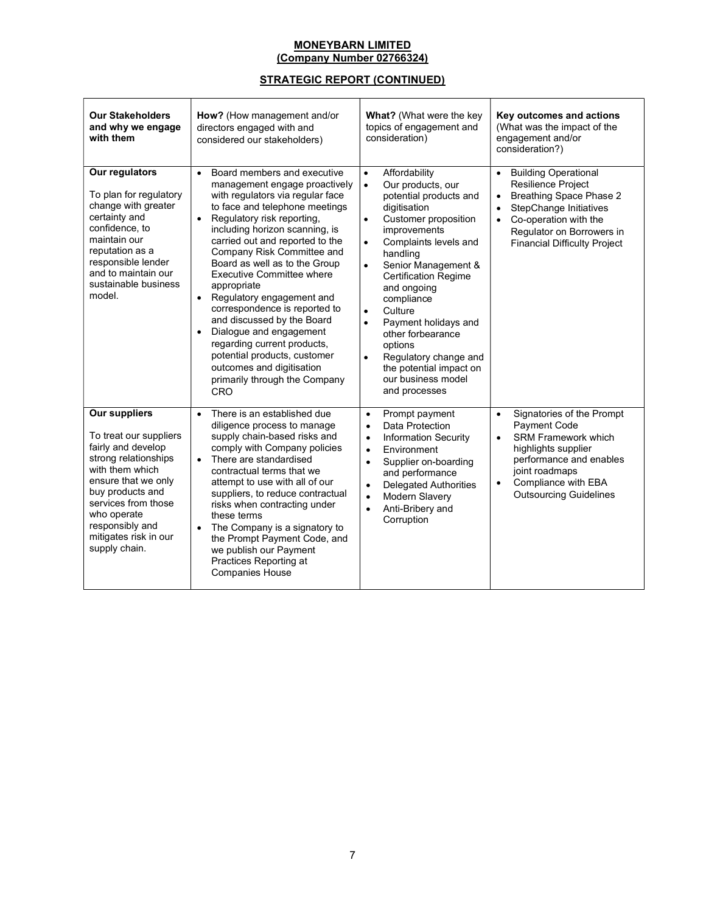**MONEYBARN LIMITED**
**(Company Number 02766324)**

**STRATEGIC REPORT (CONTINUED)**

| **Our Stakeholders and why we engage with them** | **How?** (How management and/or directors engaged with and considered our stakeholders) | **What?** (What were the key topics of engagement and consideration) | **Key outcomes and actions** (What was the impact of the engagement and/or consideration?) |
|---|---|---|---|
| **Our regulators**<br><br>To plan for regulatory change with greater certainty and confidence, to maintain our reputation as a responsible lender and to maintain our sustainable business model. | • Board members and executive management engage proactively with regulators via regular face to face and telephone meetings<br>• Regulatory risk reporting, including horizon scanning, is carried out and reported to the Company Risk Committee and Board as well as to the Group Executive Committee where appropriate<br>• Regulatory engagement and correspondence is reported to and discussed by the Board<br>• Dialogue and engagement regarding current products, potential products, customer outcomes and digitisation primarily through the Company CRO | • Affordability<br>• Our products, our potential products and digitisation<br>• Customer proposition improvements<br>• Complaints levels and handling<br>• Senior Management & Certification Regime and ongoing compliance<br>• Culture<br>• Payment holidays and other forbearance options<br>• Regulatory change and the potential impact on our business model and processes | • Building Operational Resilience Project<br>• Breathing Space Phase 2<br>• StepChange Initiatives<br>• Co-operation with the Regulator on Borrowers in Financial Difficulty Project |
| **Our suppliers**<br><br>To treat our suppliers fairly and develop strong relationships with them which ensure that we only buy products and services from those who operate responsibly and mitigates risk in our supply chain. | • There is an established due diligence process to manage supply chain-based risks and comply with Company policies<br>• There are standardised contractual terms that we attempt to use with all of our suppliers, to reduce contractual risks when contracting under these terms<br>• The Company is a signatory to the Prompt Payment Code, and we publish our Payment Practices Reporting at Companies House | • Prompt payment<br>• Data Protection<br>• Information Security<br>• Environment<br>• Supplier on-boarding and performance<br>• Delegated Authorities<br>• Modern Slavery<br>• Anti-Bribery and Corruption | • Signatories of the Prompt Payment Code<br>• SRM Framework which highlights supplier performance and enables joint roadmaps<br>• Compliance with EBA Outsourcing Guidelines |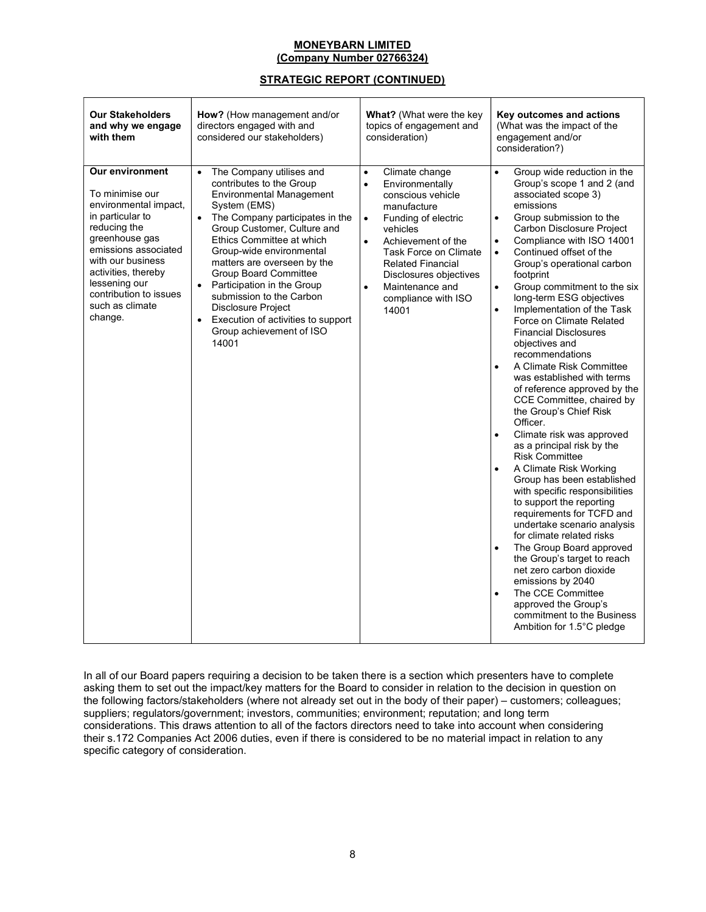**MONEYBARN LIMITED**
**(Company Number 02766324)**

**STRATEGIC REPORT (CONTINUED)**

| **Our Stakeholders and why we engage with them** | **How?** (How management and/or directors engaged with and considered our stakeholders) | **What?** (What were the key topics of engagement and consideration) | **Key outcomes and actions** (What was the impact of the engagement and/or consideration?) |
|---|---|---|---|
| **Our environment**<br><br>To minimise our environmental impact, in particular to reducing the greenhouse gas emissions associated with our business activities, thereby lessening our contribution to issues such as climate change. | • The Company utilises and contributes to the Group Environmental Management System (EMS)<br>• The Company participates in the Group Customer, Culture and Ethics Committee at which Group-wide environmental matters are overseen by the Group Board Committee<br>• Participation in the Group submission to the Carbon Disclosure Project<br>• Execution of activities to support Group achievement of ISO 14001 | • Climate change<br>• Environmentally conscious vehicle manufacture<br>• Funding of electric vehicles<br>• Achievement of the Task Force on Climate Related Financial Disclosures objectives<br>• Maintenance and compliance with ISO 14001 | • Group wide reduction in the Group's scope 1 and 2 (and associated scope 3) emissions<br>• Group submission to the Carbon Disclosure Project<br>• Compliance with ISO 14001<br>• Continued offset of the Group's operational carbon footprint<br>• Group commitment to the six long-term ESG objectives<br>• Implementation of the Task Force on Climate Related Financial Disclosures objectives and recommendations<br>• A Climate Risk Committee was established with terms of reference approved by the CCE Committee, chaired by the Group's Chief Risk Officer.<br>• Climate risk was approved as a principal risk by the Risk Committee<br>• A Climate Risk Working Group has been established with specific responsibilities to support the reporting requirements for TCFD and undertake scenario analysis for climate related risks<br>• The Group Board approved the Group's target to reach net zero carbon dioxide emissions by 2040<br>• The CCE Committee approved the Group's commitment to the Business Ambition for 1.5°C pledge |

In all of our Board papers requiring a decision to be taken there is a section which presenters have to complete asking them to set out the impact/key matters for the Board to consider in relation to the decision in question on the following factors/stakeholders (where not already set out in the body of their paper) – customers; colleagues; suppliers; regulators/government; investors, communities; environment; reputation; and long term considerations. This draws attention to all of the factors directors need to take into account when considering their s.172 Companies Act 2006 duties, even if there is considered to be no material impact in relation to any specific category of consideration.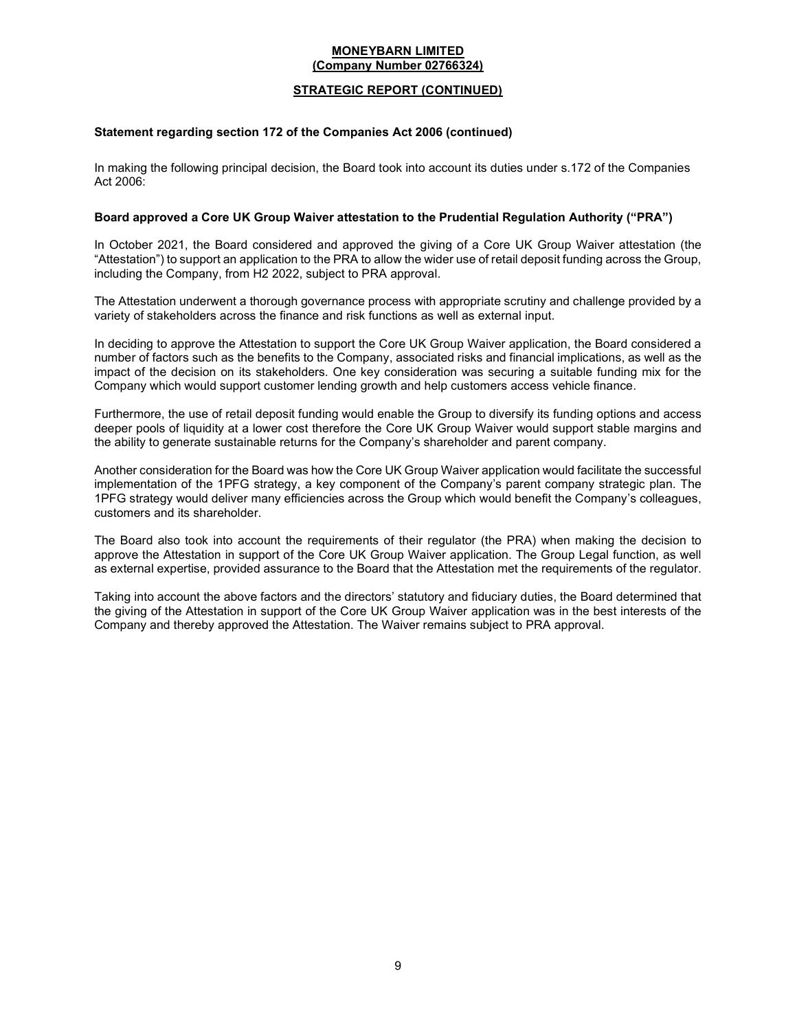### Statement regarding section 172 of the Companies Act 2006 (continued)

In making the following principal decision, the Board took into account its duties under s.172 of the Companies Act 2006:

### Board approved a Core UK Group Waiver attestation to the Prudential Regulation Authority ("PRA")

In October 2021, the Board considered and approved the giving of a Core UK Group Waiver attestation (the "Attestation") to support an application to the PRA to allow the wider use of retail deposit funding across the Group, including the Company, from H2 2022, subject to PRA approval.

The Attestation underwent a thorough governance process with appropriate scrutiny and challenge provided by a variety of stakeholders across the finance and risk functions as well as external input.

In deciding to approve the Attestation to support the Core UK Group Waiver application, the Board considered a number of factors such as the benefits to the Company, associated risks and financial implications, as well as the impact of the decision on its stakeholders. One key consideration was securing a suitable funding mix for the Company which would support customer lending growth and help customers access vehicle finance.

Furthermore, the use of retail deposit funding would enable the Group to diversify its funding options and access deeper pools of liquidity at a lower cost therefore the Core UK Group Waiver would support stable margins and the ability to generate sustainable returns for the Company's shareholder and parent company.

Another consideration for the Board was how the Core UK Group Waiver application would facilitate the successful implementation of the 1PFG strategy, a key component of the Company's parent company strategic plan. The 1PFG strategy would deliver many efficiencies across the Group which would benefit the Company's colleagues, customers and its shareholder.

The Board also took into account the requirements of their regulator (the PRA) when making the decision to approve the Attestation in support of the Core UK Group Waiver application. The Group Legal function, as well as external expertise, provided assurance to the Board that the Attestation met the requirements of the regulator.

Taking into account the above factors and the directors' statutory and fiduciary duties, the Board determined that the giving of the Attestation in support of the Core UK Group Waiver application was in the best interests of the Company and thereby approved the Attestation. The Waiver remains subject to PRA approval.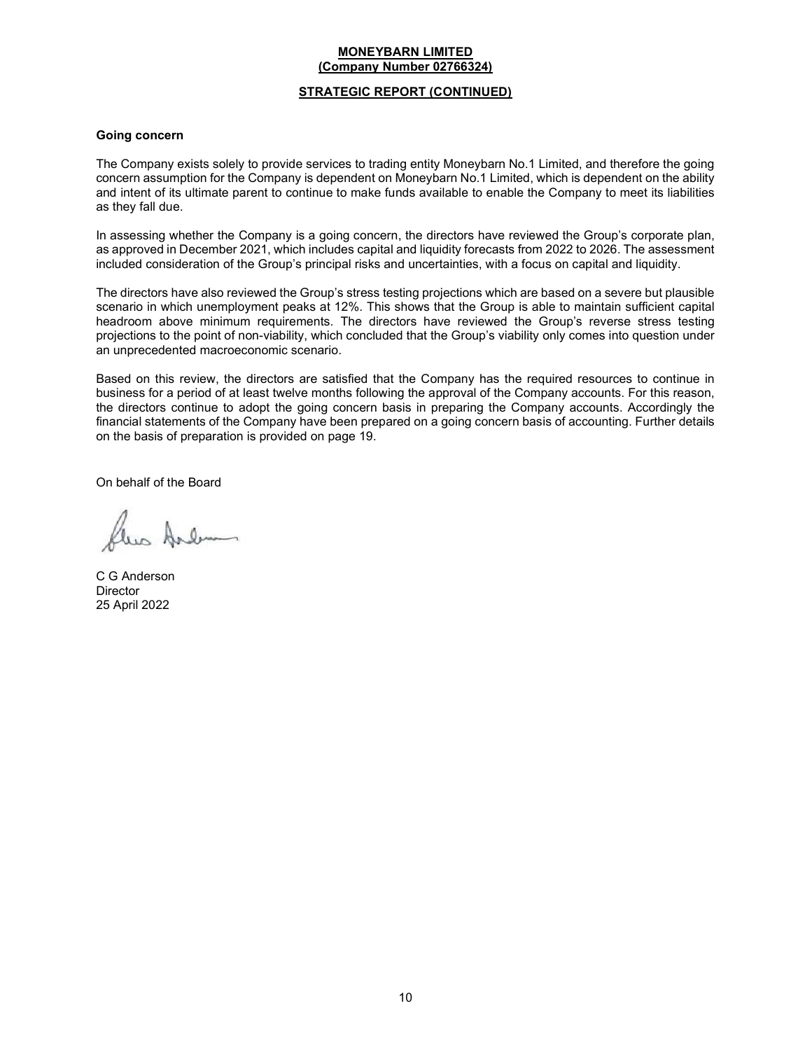**MONEYBARN LIMITED**
**(Company Number 02766324)**

**STRATEGIC REPORT (CONTINUED)**

**Going concern**

The Company exists solely to provide services to trading entity Moneybarn No.1 Limited, and therefore the going concern assumption for the Company is dependent on Moneybarn No.1 Limited, which is dependent on the ability and intent of its ultimate parent to continue to make funds available to enable the Company to meet its liabilities as they fall due.

In assessing whether the Company is a going concern, the directors have reviewed the Group's corporate plan, as approved in December 2021, which includes capital and liquidity forecasts from 2022 to 2026. The assessment included consideration of the Group's principal risks and uncertainties, with a focus on capital and liquidity.

The directors have also reviewed the Group's stress testing projections which are based on a severe but plausible scenario in which unemployment peaks at 12%. This shows that the Group is able to maintain sufficient capital headroom above minimum requirements. The directors have reviewed the Group's reverse stress testing projections to the point of non-viability, which concluded that the Group's viability only comes into question under an unprecedented macroeconomic scenario.

Based on this review, the directors are satisfied that the Company has the required resources to continue in business for a period of at least twelve months following the approval of the Company accounts. For this reason, the directors continue to adopt the going concern basis in preparing the Company accounts. Accordingly the financial statements of the Company have been prepared on a going concern basis of accounting. Further details on the basis of preparation is provided on page 19.

On behalf of the Board

C G Anderson
Director
25 April 2022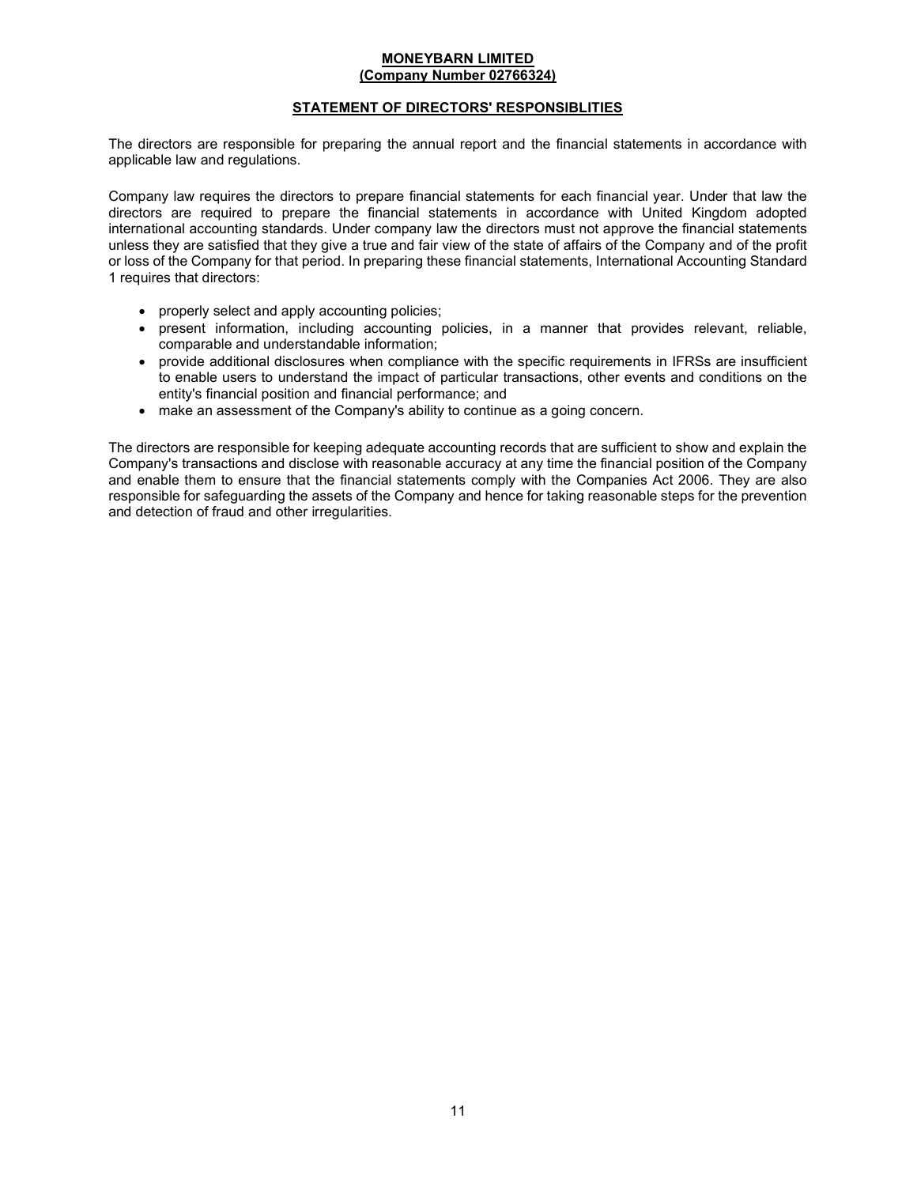**MONEYBARN LIMITED**
**(Company Number 02766324)**

## STATEMENT OF DIRECTORS' RESPONSIBLITIES

The directors are responsible for preparing the annual report and the financial statements in accordance with applicable law and regulations.

Company law requires the directors to prepare financial statements for each financial year. Under that law the directors are required to prepare the financial statements in accordance with United Kingdom adopted international accounting standards. Under company law the directors must not approve the financial statements unless they are satisfied that they give a true and fair view of the state of affairs of the Company and of the profit or loss of the Company for that period. In preparing these financial statements, International Accounting Standard 1 requires that directors:

- properly select and apply accounting policies;
- present information, including accounting policies, in a manner that provides relevant, reliable, comparable and understandable information;
- provide additional disclosures when compliance with the specific requirements in IFRSs are insufficient to enable users to understand the impact of particular transactions, other events and conditions on the entity's financial position and financial performance; and
- make an assessment of the Company's ability to continue as a going concern.

The directors are responsible for keeping adequate accounting records that are sufficient to show and explain the Company's transactions and disclose with reasonable accuracy at any time the financial position of the Company and enable them to ensure that the financial statements comply with the Companies Act 2006. They are also responsible for safeguarding the assets of the Company and hence for taking reasonable steps for the prevention and detection of fraud and other irregularities.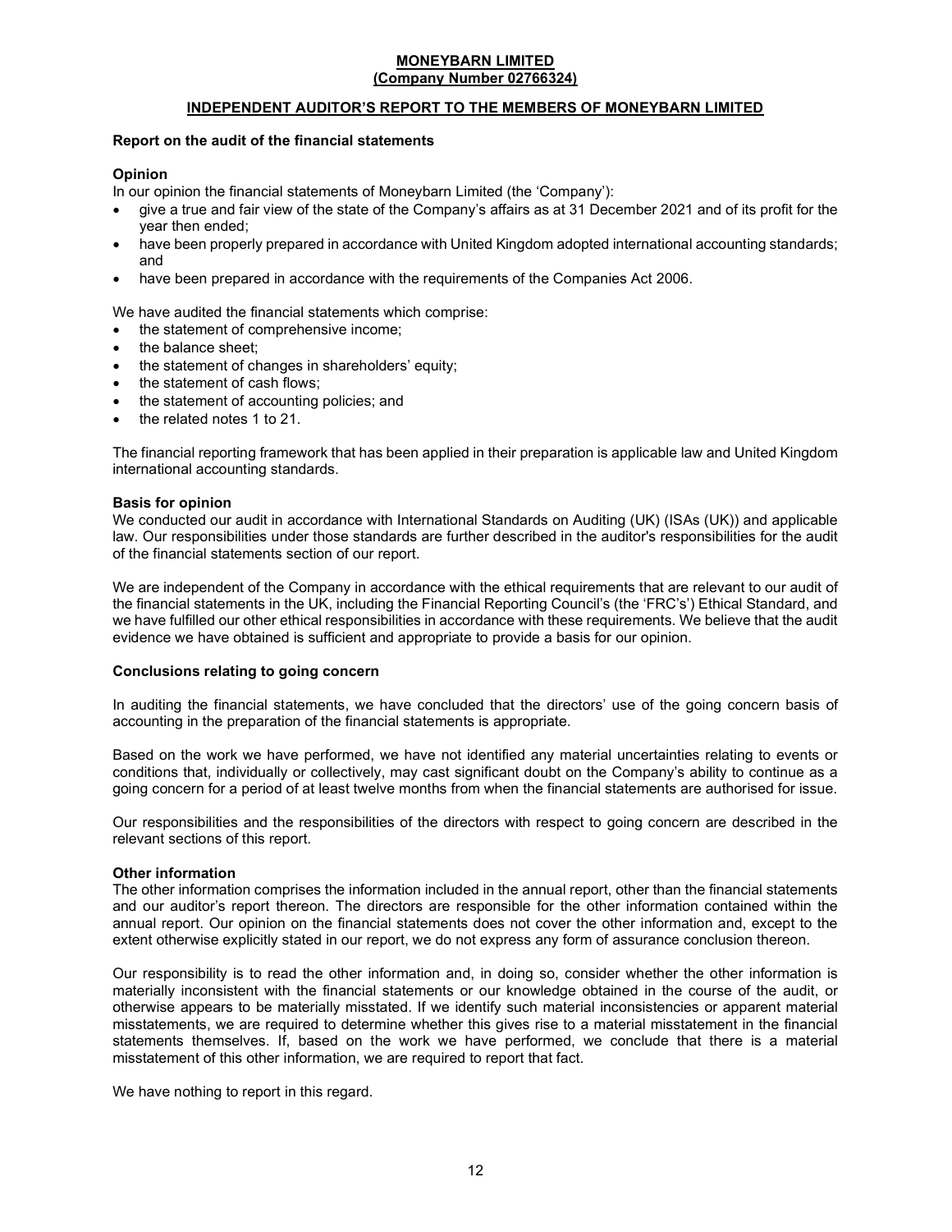**MONEYBARN LIMITED**
**(Company Number 02766324)**

## INDEPENDENT AUDITOR'S REPORT TO THE MEMBERS OF MONEYBARN LIMITED

### Report on the audit of the financial statements

**Opinion**

In our opinion the financial statements of Moneybarn Limited (the 'Company'):

- give a true and fair view of the state of the Company's affairs as at 31 December 2021 and of its profit for the year then ended;
- have been properly prepared in accordance with United Kingdom adopted international accounting standards; and
- have been prepared in accordance with the requirements of the Companies Act 2006.

We have audited the financial statements which comprise:

- the statement of comprehensive income;
- the balance sheet;
- the statement of changes in shareholders' equity;
- the statement of cash flows;
- the statement of accounting policies; and
- the related notes 1 to 21.

The financial reporting framework that has been applied in their preparation is applicable law and United Kingdom international accounting standards.

**Basis for opinion**

We conducted our audit in accordance with International Standards on Auditing (UK) (ISAs (UK)) and applicable law. Our responsibilities under those standards are further described in the auditor's responsibilities for the audit of the financial statements section of our report.

We are independent of the Company in accordance with the ethical requirements that are relevant to our audit of the financial statements in the UK, including the Financial Reporting Council's (the 'FRC's') Ethical Standard, and we have fulfilled our other ethical responsibilities in accordance with these requirements. We believe that the audit evidence we have obtained is sufficient and appropriate to provide a basis for our opinion.

**Conclusions relating to going concern**

In auditing the financial statements, we have concluded that the directors' use of the going concern basis of accounting in the preparation of the financial statements is appropriate.

Based on the work we have performed, we have not identified any material uncertainties relating to events or conditions that, individually or collectively, may cast significant doubt on the Company's ability to continue as a going concern for a period of at least twelve months from when the financial statements are authorised for issue.

Our responsibilities and the responsibilities of the directors with respect to going concern are described in the relevant sections of this report.

**Other information**

The other information comprises the information included in the annual report, other than the financial statements and our auditor's report thereon. The directors are responsible for the other information contained within the annual report. Our opinion on the financial statements does not cover the other information and, except to the extent otherwise explicitly stated in our report, we do not express any form of assurance conclusion thereon.

Our responsibility is to read the other information and, in doing so, consider whether the other information is materially inconsistent with the financial statements or our knowledge obtained in the course of the audit, or otherwise appears to be materially misstated. If we identify such material inconsistencies or apparent material misstatements, we are required to determine whether this gives rise to a material misstatement in the financial statements themselves. If, based on the work we have performed, we conclude that there is a material misstatement of this other information, we are required to report that fact.

We have nothing to report in this regard.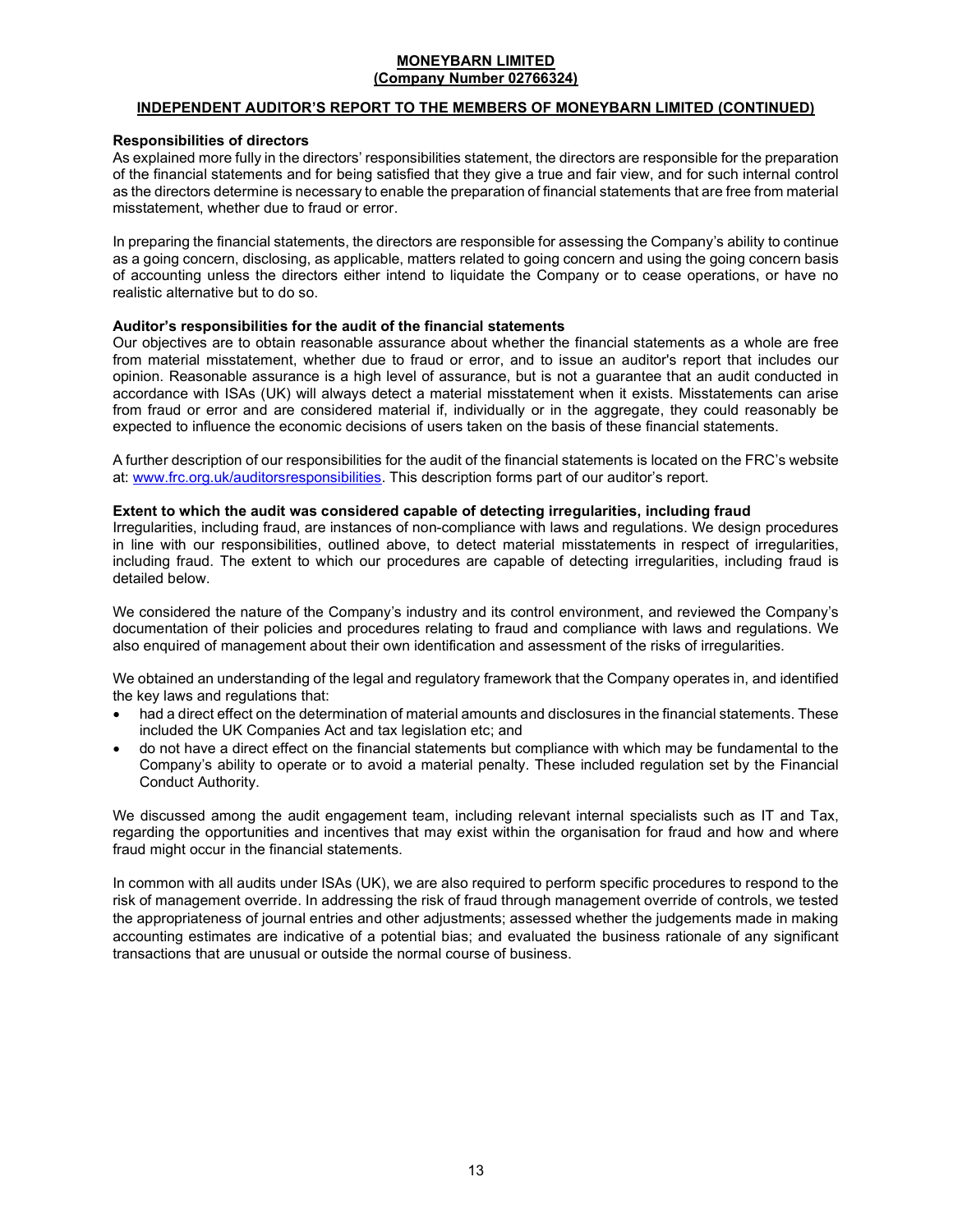**MONEYBARN LIMITED**
**(Company Number 02766324)**

**INDEPENDENT AUDITOR'S REPORT TO THE MEMBERS OF MONEYBARN LIMITED (CONTINUED)**

**Responsibilities of directors**

As explained more fully in the directors' responsibilities statement, the directors are responsible for the preparation of the financial statements and for being satisfied that they give a true and fair view, and for such internal control as the directors determine is necessary to enable the preparation of financial statements that are free from material misstatement, whether due to fraud or error.

In preparing the financial statements, the directors are responsible for assessing the Company's ability to continue as a going concern, disclosing, as applicable, matters related to going concern and using the going concern basis of accounting unless the directors either intend to liquidate the Company or to cease operations, or have no realistic alternative but to do so.

**Auditor's responsibilities for the audit of the financial statements**

Our objectives are to obtain reasonable assurance about whether the financial statements as a whole are free from material misstatement, whether due to fraud or error, and to issue an auditor's report that includes our opinion. Reasonable assurance is a high level of assurance, but is not a guarantee that an audit conducted in accordance with ISAs (UK) will always detect a material misstatement when it exists. Misstatements can arise from fraud or error and are considered material if, individually or in the aggregate, they could reasonably be expected to influence the economic decisions of users taken on the basis of these financial statements.

A further description of our responsibilities for the audit of the financial statements is located on the FRC's website at: www.frc.org.uk/auditorsresponsibilities. This description forms part of our auditor's report.

**Extent to which the audit was considered capable of detecting irregularities, including fraud**

Irregularities, including fraud, are instances of non-compliance with laws and regulations. We design procedures in line with our responsibilities, outlined above, to detect material misstatements in respect of irregularities, including fraud. The extent to which our procedures are capable of detecting irregularities, including fraud is detailed below.

We considered the nature of the Company's industry and its control environment, and reviewed the Company's documentation of their policies and procedures relating to fraud and compliance with laws and regulations. We also enquired of management about their own identification and assessment of the risks of irregularities.

We obtained an understanding of the legal and regulatory framework that the Company operates in, and identified the key laws and regulations that:

- had a direct effect on the determination of material amounts and disclosures in the financial statements. These included the UK Companies Act and tax legislation etc; and
- do not have a direct effect on the financial statements but compliance with which may be fundamental to the Company's ability to operate or to avoid a material penalty. These included regulation set by the Financial Conduct Authority.

We discussed among the audit engagement team, including relevant internal specialists such as IT and Tax, regarding the opportunities and incentives that may exist within the organisation for fraud and how and where fraud might occur in the financial statements.

In common with all audits under ISAs (UK), we are also required to perform specific procedures to respond to the risk of management override. In addressing the risk of fraud through management override of controls, we tested the appropriateness of journal entries and other adjustments; assessed whether the judgements made in making accounting estimates are indicative of a potential bias; and evaluated the business rationale of any significant transactions that are unusual or outside the normal course of business.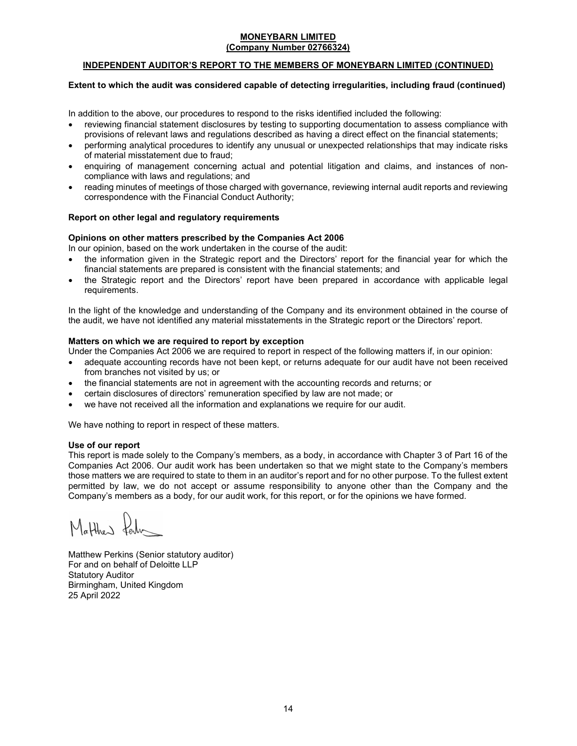**MONEYBARN LIMITED**
**(Company Number 02766324)**

**INDEPENDENT AUDITOR'S REPORT TO THE MEMBERS OF MONEYBARN LIMITED (CONTINUED)**

**Extent to which the audit was considered capable of detecting irregularities, including fraud (continued)**

In addition to the above, our procedures to respond to the risks identified included the following:

- reviewing financial statement disclosures by testing to supporting documentation to assess compliance with provisions of relevant laws and regulations described as having a direct effect on the financial statements;
- performing analytical procedures to identify any unusual or unexpected relationships that may indicate risks of material misstatement due to fraud;
- enquiring of management concerning actual and potential litigation and claims, and instances of non-compliance with laws and regulations; and
- reading minutes of meetings of those charged with governance, reviewing internal audit reports and reviewing correspondence with the Financial Conduct Authority;

**Report on other legal and regulatory requirements**

**Opinions on other matters prescribed by the Companies Act 2006**

In our opinion, based on the work undertaken in the course of the audit:

- the information given in the Strategic report and the Directors' report for the financial year for which the financial statements are prepared is consistent with the financial statements; and
- the Strategic report and the Directors' report have been prepared in accordance with applicable legal requirements.

In the light of the knowledge and understanding of the Company and its environment obtained in the course of the audit, we have not identified any material misstatements in the Strategic report or the Directors' report.

**Matters on which we are required to report by exception**

Under the Companies Act 2006 we are required to report in respect of the following matters if, in our opinion:

- adequate accounting records have not been kept, or returns adequate for our audit have not been received from branches not visited by us; or
- the financial statements are not in agreement with the accounting records and returns; or
- certain disclosures of directors' remuneration specified by law are not made; or
- we have not received all the information and explanations we require for our audit.

We have nothing to report in respect of these matters.

**Use of our report**

This report is made solely to the Company's members, as a body, in accordance with Chapter 3 of Part 16 of the Companies Act 2006. Our audit work has been undertaken so that we might state to the Company's members those matters we are required to state to them in an auditor's report and for no other purpose. To the fullest extent permitted by law, we do not accept or assume responsibility to anyone other than the Company and the Company's members as a body, for our audit work, for this report, or for the opinions we have formed.

Matthew Perkins (Senior statutory auditor)
For and on behalf of Deloitte LLP
Statutory Auditor
Birmingham, United Kingdom
25 April 2022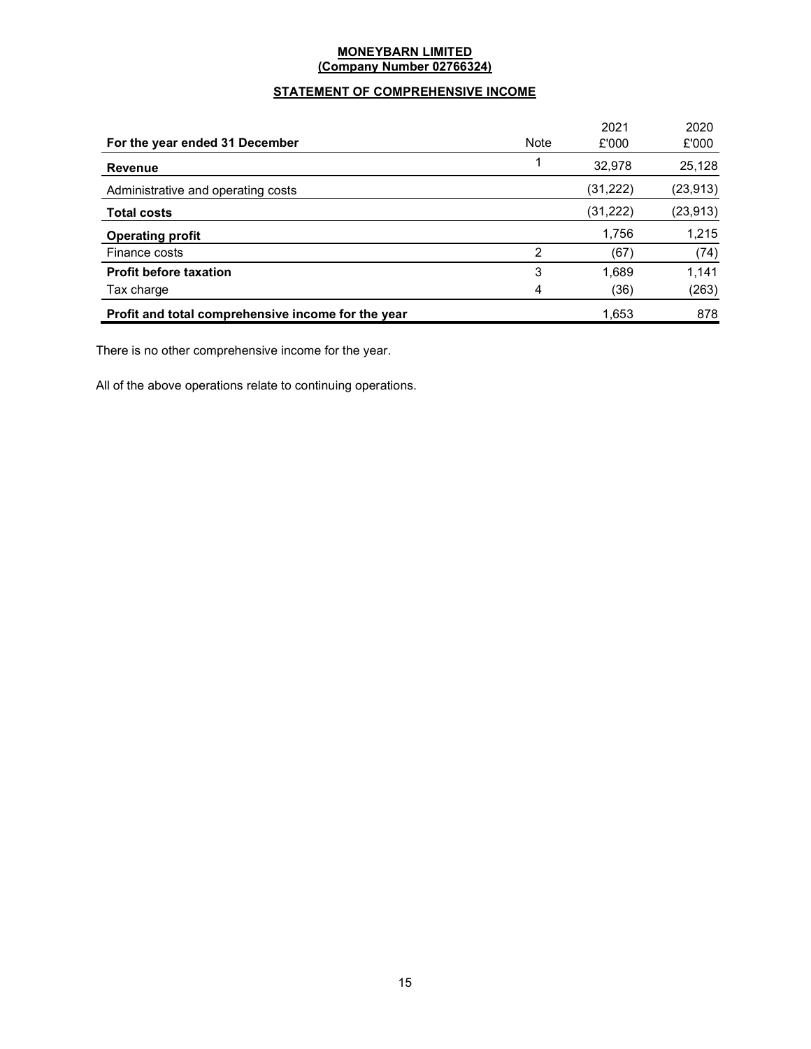**MONEYBARN LIMITED**
**(Company Number 02766324)**

## STATEMENT OF COMPREHENSIVE INCOME

| For the year ended 31 December | Note | 2021 £'000 | 2020 £'000 |
|---|---|---|---|
| **Revenue** | 1 | 32,978 | 25,128 |
| Administrative and operating costs | | (31,222) | (23,913) |
| **Total costs** | | (31,222) | (23,913) |
| **Operating profit** | | 1,756 | 1,215 |
| Finance costs | 2 | (67) | (74) |
| **Profit before taxation** | 3 | 1,689 | 1,141 |
| Tax charge | 4 | (36) | (263) |
| **Profit and total comprehensive income for the year** | | 1,653 | 878 |

There is no other comprehensive income for the year.

All of the above operations relate to continuing operations.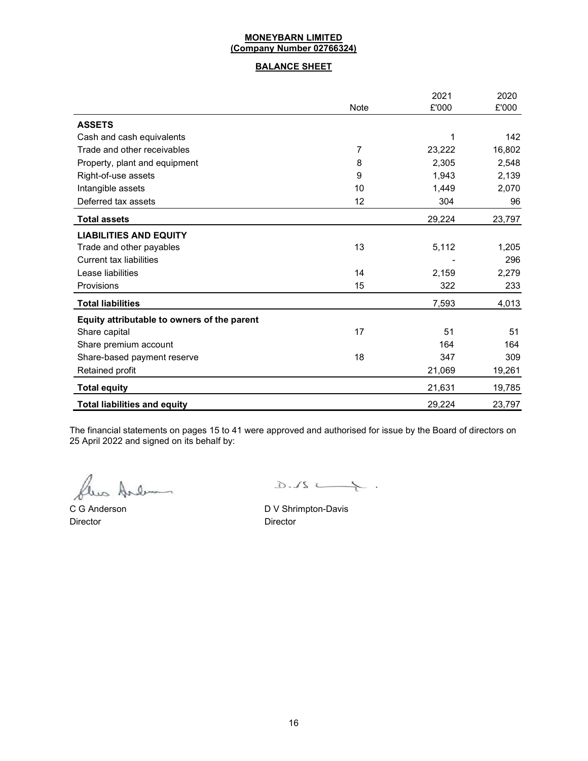**MONEYBARN LIMITED**
**(Company Number 02766324)**

**BALANCE SHEET**

| | Note | 2021 £'000 | 2020 £'000 |
|---|---|---|---|
| **ASSETS** | | | |
| Cash and cash equivalents | | 1 | 142 |
| Trade and other receivables | 7 | 23,222 | 16,802 |
| Property, plant and equipment | 8 | 2,305 | 2,548 |
| Right-of-use assets | 9 | 1,943 | 2,139 |
| Intangible assets | 10 | 1,449 | 2,070 |
| Deferred tax assets | 12 | 304 | 96 |
| **Total assets** | | 29,224 | 23,797 |
| **LIABILITIES AND EQUITY** | | | |
| Trade and other payables | 13 | 5,112 | 1,205 |
| Current tax liabilities | | - | 296 |
| Lease liabilities | 14 | 2,159 | 2,279 |
| Provisions | 15 | 322 | 233 |
| **Total liabilities** | | 7,593 | 4,013 |
| **Equity attributable to owners of the parent** | | | |
| Share capital | 17 | 51 | 51 |
| Share premium account | | 164 | 164 |
| Share-based payment reserve | 18 | 347 | 309 |
| Retained profit | | 21,069 | 19,261 |
| **Total equity** | | 21,631 | 19,785 |
| **Total liabilities and equity** | | 29,224 | 23,797 |

The financial statements on pages 15 to 41 were approved and authorised for issue by the Board of directors on 25 April 2022 and signed on its behalf by:

C G Anderson
Director

D V Shrimpton-Davis
Director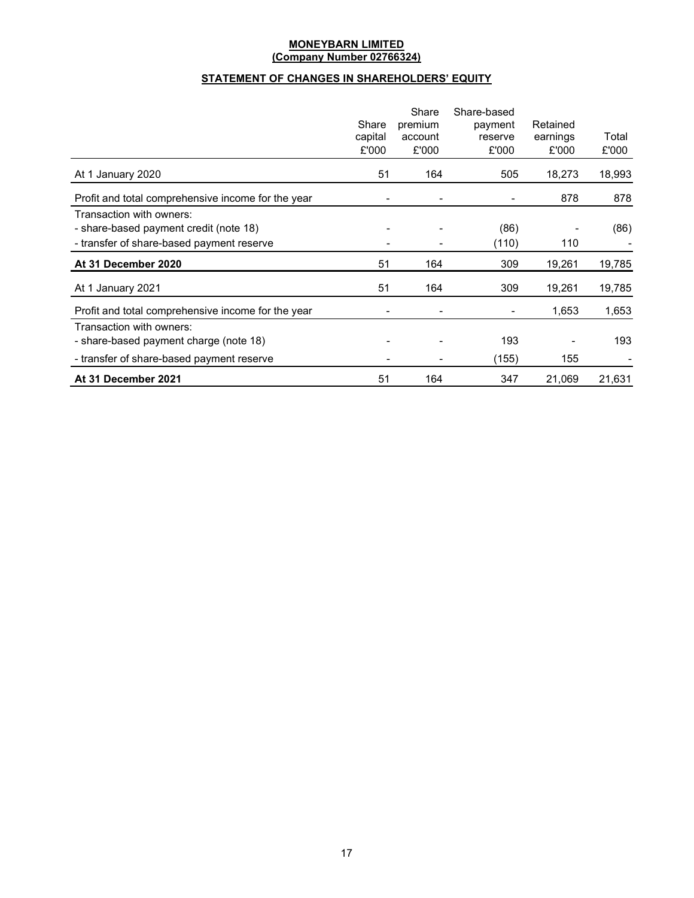**MONEYBARN LIMITED**
**(Company Number 02766324)**

## STATEMENT OF CHANGES IN SHAREHOLDERS' EQUITY

| | Share capital £'000 | Share premium account £'000 | Share-based payment reserve £'000 | Retained earnings £'000 | Total £'000 |
|---|---|---|---|---|---|
| At 1 January 2020 | 51 | 164 | 505 | 18,273 | 18,993 |
| Profit and total comprehensive income for the year | - | - | - | 878 | 878 |
| Transaction with owners: | | | | | |
| - share-based payment credit (note 18) | - | - | (86) | - | (86) |
| - transfer of share-based payment reserve | - | - | (110) | 110 | - |
| **At 31 December 2020** | 51 | 164 | 309 | 19,261 | 19,785 |
| At 1 January 2021 | 51 | 164 | 309 | 19,261 | 19,785 |
| Profit and total comprehensive income for the year | - | - | - | 1,653 | 1,653 |
| Transaction with owners: | | | | | |
| - share-based payment charge (note 18) | - | - | 193 | - | 193 |
| - transfer of share-based payment reserve | - | - | (155) | 155 | - |
| **At 31 December 2021** | 51 | 164 | 347 | 21,069 | 21,631 |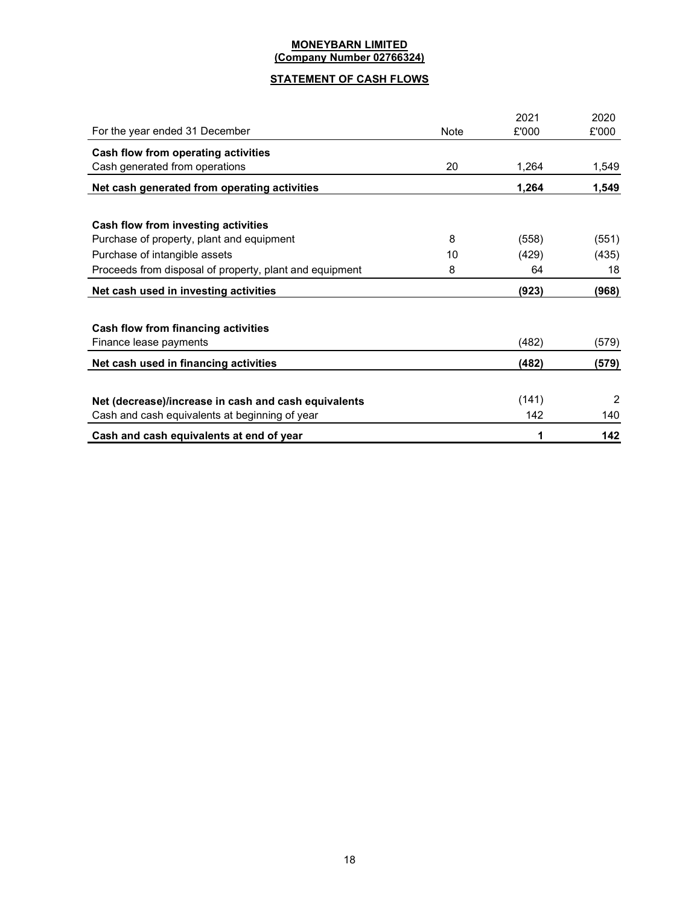**MONEYBARN LIMITED**
**(Company Number 02766324)**

## STATEMENT OF CASH FLOWS

| For the year ended 31 December | Note | 2021 £'000 | 2020 £'000 |
|---|---|---|---|
| **Cash flow from operating activities** | | | |
| Cash generated from operations | 20 | 1,264 | 1,549 |
| **Net cash generated from operating activities** | | **1,264** | **1,549** |
| | | | |
| **Cash flow from investing activities** | | | |
| Purchase of property, plant and equipment | 8 | (558) | (551) |
| Purchase of intangible assets | 10 | (429) | (435) |
| Proceeds from disposal of property, plant and equipment | 8 | 64 | 18 |
| **Net cash used in investing activities** | | **(923)** | **(968)** |
| | | | |
| **Cash flow from financing activities** | | | |
| Finance lease payments | | (482) | (579) |
| **Net cash used in financing activities** | | **(482)** | **(579)** |
| | | | |
| **Net (decrease)/increase in cash and cash equivalents** | | (141) | 2 |
| Cash and cash equivalents at beginning of year | | 142 | 140 |
| **Cash and cash equivalents at end of year** | | **1** | **142** |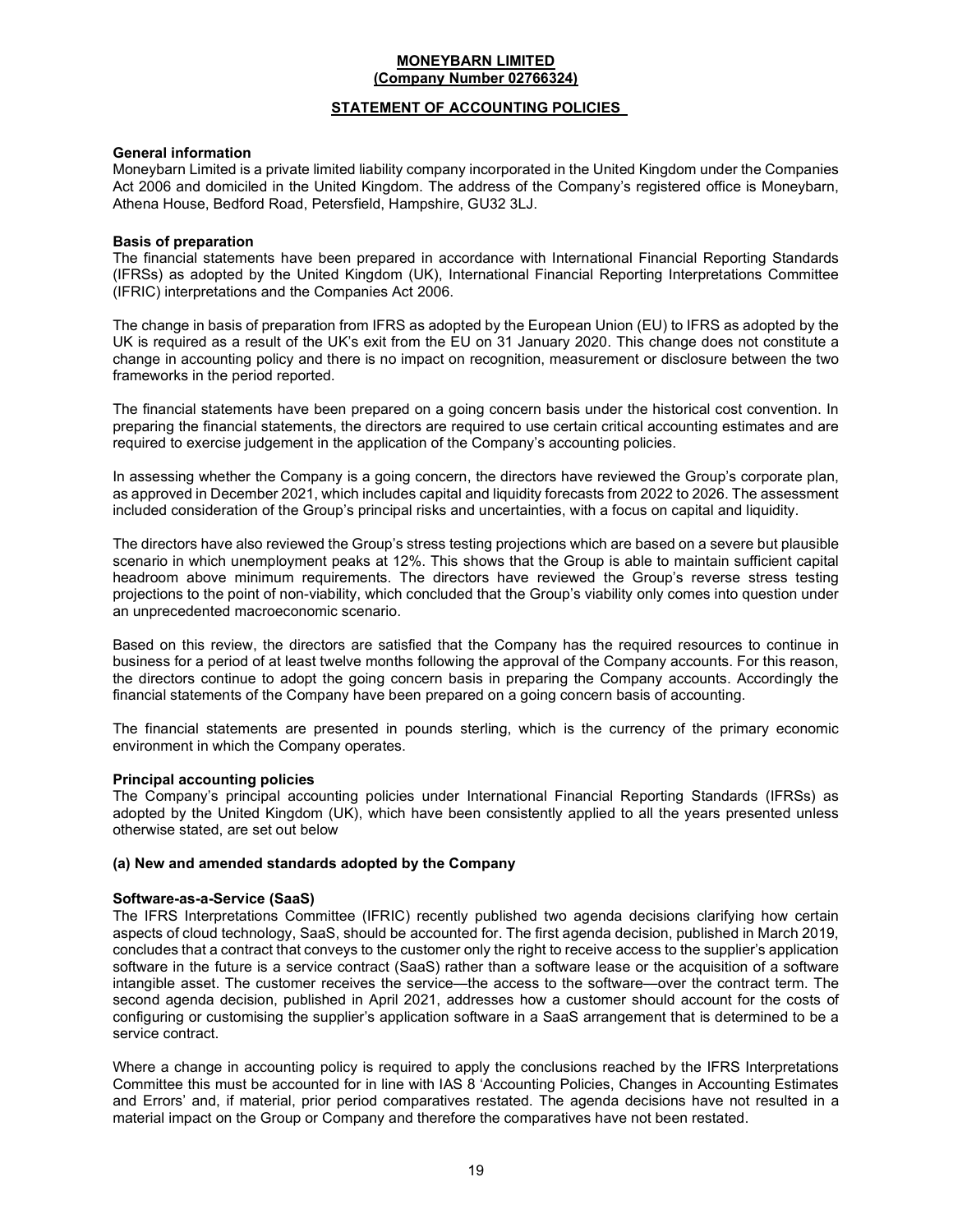**MONEYBARN LIMITED**
**(Company Number 02766324)**

## STATEMENT OF ACCOUNTING POLICIES

### General information

Moneybarn Limited is a private limited liability company incorporated in the United Kingdom under the Companies Act 2006 and domiciled in the United Kingdom. The address of the Company's registered office is Moneybarn, Athena House, Bedford Road, Petersfield, Hampshire, GU32 3LJ.

### Basis of preparation

The financial statements have been prepared in accordance with International Financial Reporting Standards (IFRSs) as adopted by the United Kingdom (UK), International Financial Reporting Interpretations Committee (IFRIC) interpretations and the Companies Act 2006.

The change in basis of preparation from IFRS as adopted by the European Union (EU) to IFRS as adopted by the UK is required as a result of the UK's exit from the EU on 31 January 2020. This change does not constitute a change in accounting policy and there is no impact on recognition, measurement or disclosure between the two frameworks in the period reported.

The financial statements have been prepared on a going concern basis under the historical cost convention. In preparing the financial statements, the directors are required to use certain critical accounting estimates and are required to exercise judgement in the application of the Company's accounting policies.

In assessing whether the Company is a going concern, the directors have reviewed the Group's corporate plan, as approved in December 2021, which includes capital and liquidity forecasts from 2022 to 2026. The assessment included consideration of the Group's principal risks and uncertainties, with a focus on capital and liquidity.

The directors have also reviewed the Group's stress testing projections which are based on a severe but plausible scenario in which unemployment peaks at 12%. This shows that the Group is able to maintain sufficient capital headroom above minimum requirements. The directors have reviewed the Group's reverse stress testing projections to the point of non-viability, which concluded that the Group's viability only comes into question under an unprecedented macroeconomic scenario.

Based on this review, the directors are satisfied that the Company has the required resources to continue in business for a period of at least twelve months following the approval of the Company accounts. For this reason, the directors continue to adopt the going concern basis in preparing the Company accounts. Accordingly the financial statements of the Company have been prepared on a going concern basis of accounting.

The financial statements are presented in pounds sterling, which is the currency of the primary economic environment in which the Company operates.

### Principal accounting policies

The Company's principal accounting policies under International Financial Reporting Standards (IFRSs) as adopted by the United Kingdom (UK), which have been consistently applied to all the years presented unless otherwise stated, are set out below

### (a) New and amended standards adopted by the Company

#### Software-as-a-Service (SaaS)

The IFRS Interpretations Committee (IFRIC) recently published two agenda decisions clarifying how certain aspects of cloud technology, SaaS, should be accounted for. The first agenda decision, published in March 2019, concludes that a contract that conveys to the customer only the right to receive access to the supplier's application software in the future is a service contract (SaaS) rather than a software lease or the acquisition of a software intangible asset. The customer receives the service—the access to the software—over the contract term. The second agenda decision, published in April 2021, addresses how a customer should account for the costs of configuring or customising the supplier's application software in a SaaS arrangement that is determined to be a service contract.

Where a change in accounting policy is required to apply the conclusions reached by the IFRS Interpretations Committee this must be accounted for in line with IAS 8 'Accounting Policies, Changes in Accounting Estimates and Errors' and, if material, prior period comparatives restated. The agenda decisions have not resulted in a material impact on the Group or Company and therefore the comparatives have not been restated.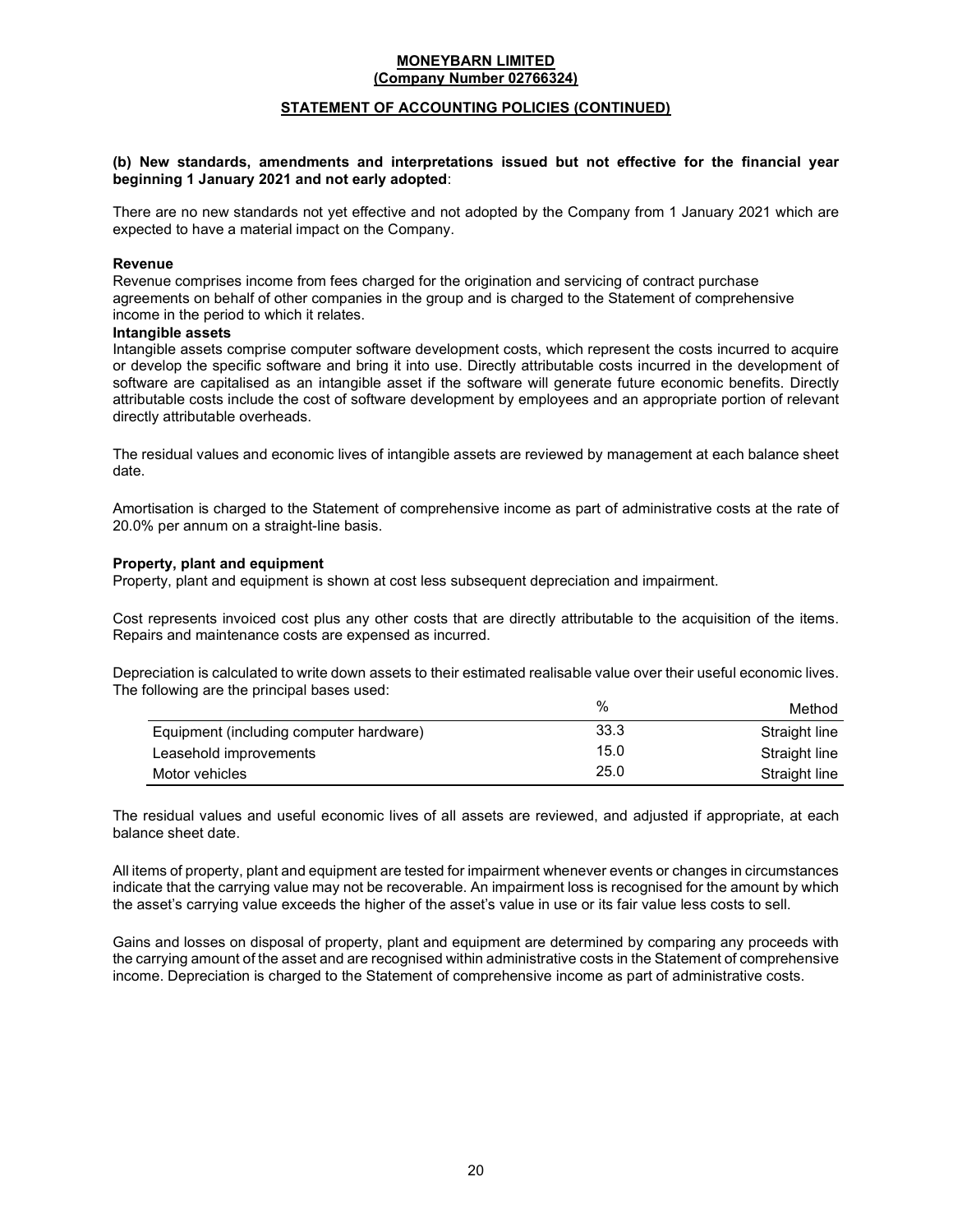**MONEYBARN LIMITED**
**(Company Number 02766324)**

**STATEMENT OF ACCOUNTING POLICIES (CONTINUED)**

**(b) New standards, amendments and interpretations issued but not effective for the financial year beginning 1 January 2021 and not early adopted**:

There are no new standards not yet effective and not adopted by the Company from 1 January 2021 which are expected to have a material impact on the Company.

**Revenue**

Revenue comprises income from fees charged for the origination and servicing of contract purchase agreements on behalf of other companies in the group and is charged to the Statement of comprehensive income in the period to which it relates.

**Intangible assets**

Intangible assets comprise computer software development costs, which represent the costs incurred to acquire or develop the specific software and bring it into use. Directly attributable costs incurred in the development of software are capitalised as an intangible asset if the software will generate future economic benefits. Directly attributable costs include the cost of software development by employees and an appropriate portion of relevant directly attributable overheads.

The residual values and economic lives of intangible assets are reviewed by management at each balance sheet date.

Amortisation is charged to the Statement of comprehensive income as part of administrative costs at the rate of 20.0% per annum on a straight-line basis.

**Property, plant and equipment**

Property, plant and equipment is shown at cost less subsequent depreciation and impairment.

Cost represents invoiced cost plus any other costs that are directly attributable to the acquisition of the items. Repairs and maintenance costs are expensed as incurred.

Depreciation is calculated to write down assets to their estimated realisable value over their useful economic lives. The following are the principal bases used:

| | % | Method |
|---|---|---|
| Equipment (including computer hardware) | 33.3 | Straight line |
| Leasehold improvements | 15.0 | Straight line |
| Motor vehicles | 25.0 | Straight line |

The residual values and useful economic lives of all assets are reviewed, and adjusted if appropriate, at each balance sheet date.

All items of property, plant and equipment are tested for impairment whenever events or changes in circumstances indicate that the carrying value may not be recoverable. An impairment loss is recognised for the amount by which the asset's carrying value exceeds the higher of the asset's value in use or its fair value less costs to sell.

Gains and losses on disposal of property, plant and equipment are determined by comparing any proceeds with the carrying amount of the asset and are recognised within administrative costs in the Statement of comprehensive income. Depreciation is charged to the Statement of comprehensive income as part of administrative costs.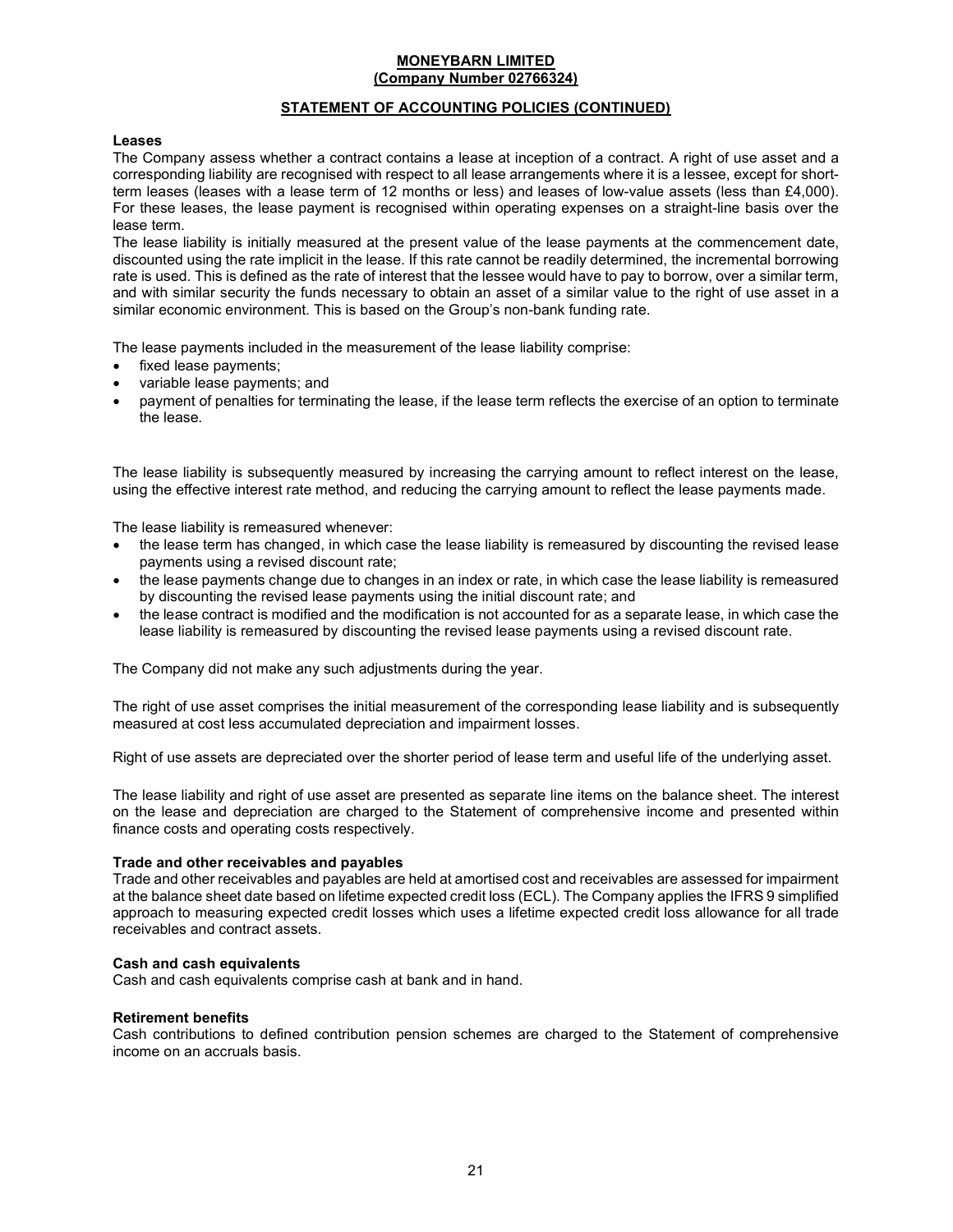**MONEYBARN LIMITED**
**(Company Number 02766324)**

**STATEMENT OF ACCOUNTING POLICIES (CONTINUED)**

**Leases**

The Company assess whether a contract contains a lease at inception of a contract. A right of use asset and a corresponding liability are recognised with respect to all lease arrangements where it is a lessee, except for short-term leases (leases with a lease term of 12 months or less) and leases of low-value assets (less than £4,000). For these leases, the lease payment is recognised within operating expenses on a straight-line basis over the lease term.

The lease liability is initially measured at the present value of the lease payments at the commencement date, discounted using the rate implicit in the lease. If this rate cannot be readily determined, the incremental borrowing rate is used. This is defined as the rate of interest that the lessee would have to pay to borrow, over a similar term, and with similar security the funds necessary to obtain an asset of a similar value to the right of use asset in a similar economic environment. This is based on the Group's non-bank funding rate.

The lease payments included in the measurement of the lease liability comprise:

- fixed lease payments;
- variable lease payments; and
- payment of penalties for terminating the lease, if the lease term reflects the exercise of an option to terminate the lease.

The lease liability is subsequently measured by increasing the carrying amount to reflect interest on the lease, using the effective interest rate method, and reducing the carrying amount to reflect the lease payments made.

The lease liability is remeasured whenever:

- the lease term has changed, in which case the lease liability is remeasured by discounting the revised lease payments using a revised discount rate;
- the lease payments change due to changes in an index or rate, in which case the lease liability is remeasured by discounting the revised lease payments using the initial discount rate; and
- the lease contract is modified and the modification is not accounted for as a separate lease, in which case the lease liability is remeasured by discounting the revised lease payments using a revised discount rate.

The Company did not make any such adjustments during the year.

The right of use asset comprises the initial measurement of the corresponding lease liability and is subsequently measured at cost less accumulated depreciation and impairment losses.

Right of use assets are depreciated over the shorter period of lease term and useful life of the underlying asset.

The lease liability and right of use asset are presented as separate line items on the balance sheet. The interest on the lease and depreciation are charged to the Statement of comprehensive income and presented within finance costs and operating costs respectively.

**Trade and other receivables and payables**

Trade and other receivables and payables are held at amortised cost and receivables are assessed for impairment at the balance sheet date based on lifetime expected credit loss (ECL). The Company applies the IFRS 9 simplified approach to measuring expected credit losses which uses a lifetime expected credit loss allowance for all trade receivables and contract assets.

**Cash and cash equivalents**

Cash and cash equivalents comprise cash at bank and in hand.

**Retirement benefits**

Cash contributions to defined contribution pension schemes are charged to the Statement of comprehensive income on an accruals basis.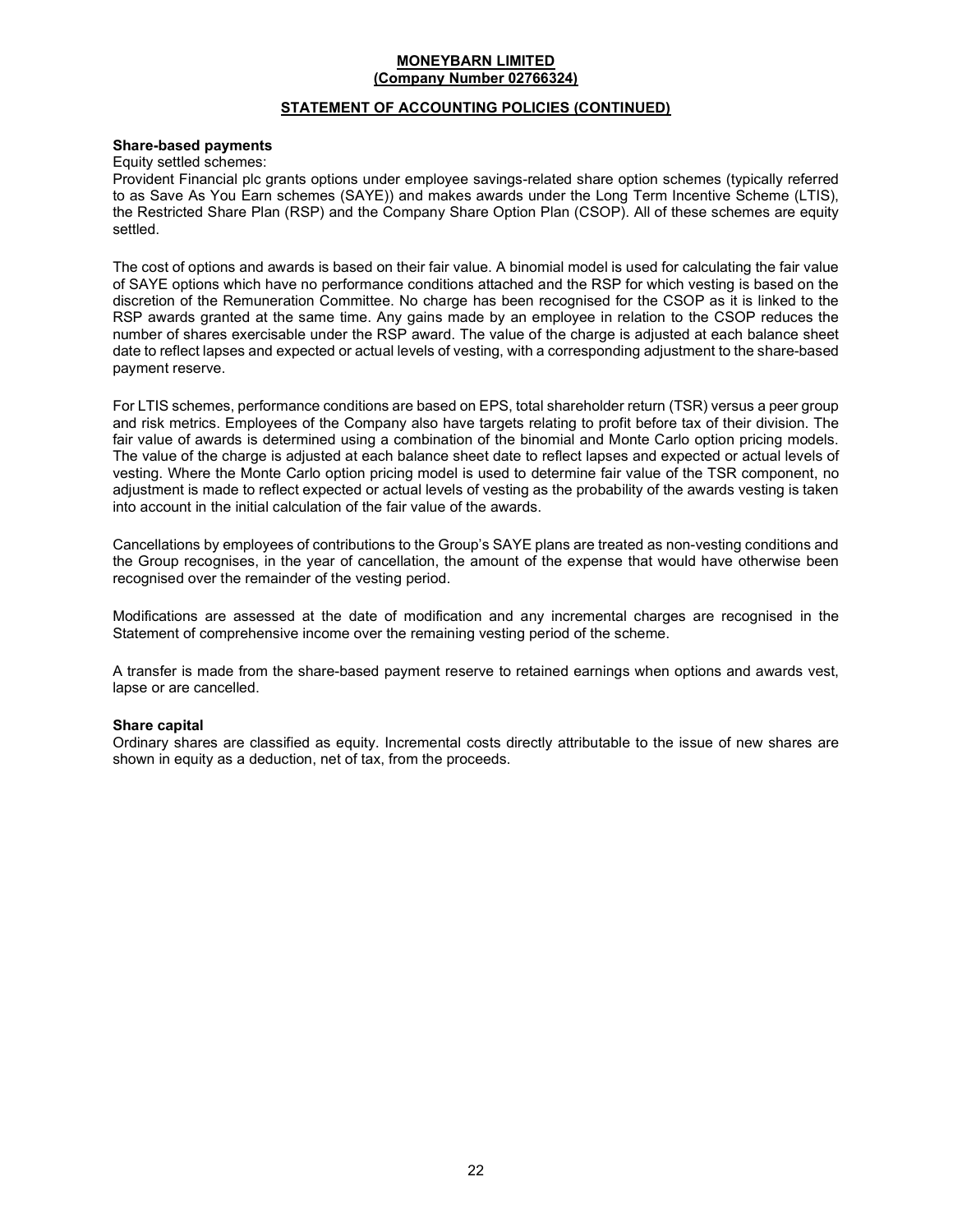**MONEYBARN LIMITED**
**(Company Number 02766324)**

**STATEMENT OF ACCOUNTING POLICIES (CONTINUED)**

**Share-based payments**

Equity settled schemes:

Provident Financial plc grants options under employee savings-related share option schemes (typically referred to as Save As You Earn schemes (SAYE)) and makes awards under the Long Term Incentive Scheme (LTIS), the Restricted Share Plan (RSP) and the Company Share Option Plan (CSOP). All of these schemes are equity settled.

The cost of options and awards is based on their fair value. A binomial model is used for calculating the fair value of SAYE options which have no performance conditions attached and the RSP for which vesting is based on the discretion of the Remuneration Committee. No charge has been recognised for the CSOP as it is linked to the RSP awards granted at the same time. Any gains made by an employee in relation to the CSOP reduces the number of shares exercisable under the RSP award. The value of the charge is adjusted at each balance sheet date to reflect lapses and expected or actual levels of vesting, with a corresponding adjustment to the share-based payment reserve.

For LTIS schemes, performance conditions are based on EPS, total shareholder return (TSR) versus a peer group and risk metrics. Employees of the Company also have targets relating to profit before tax of their division. The fair value of awards is determined using a combination of the binomial and Monte Carlo option pricing models. The value of the charge is adjusted at each balance sheet date to reflect lapses and expected or actual levels of vesting. Where the Monte Carlo option pricing model is used to determine fair value of the TSR component, no adjustment is made to reflect expected or actual levels of vesting as the probability of the awards vesting is taken into account in the initial calculation of the fair value of the awards.

Cancellations by employees of contributions to the Group's SAYE plans are treated as non-vesting conditions and the Group recognises, in the year of cancellation, the amount of the expense that would have otherwise been recognised over the remainder of the vesting period.

Modifications are assessed at the date of modification and any incremental charges are recognised in the Statement of comprehensive income over the remaining vesting period of the scheme.

A transfer is made from the share-based payment reserve to retained earnings when options and awards vest, lapse or are cancelled.

**Share capital**

Ordinary shares are classified as equity. Incremental costs directly attributable to the issue of new shares are shown in equity as a deduction, net of tax, from the proceeds.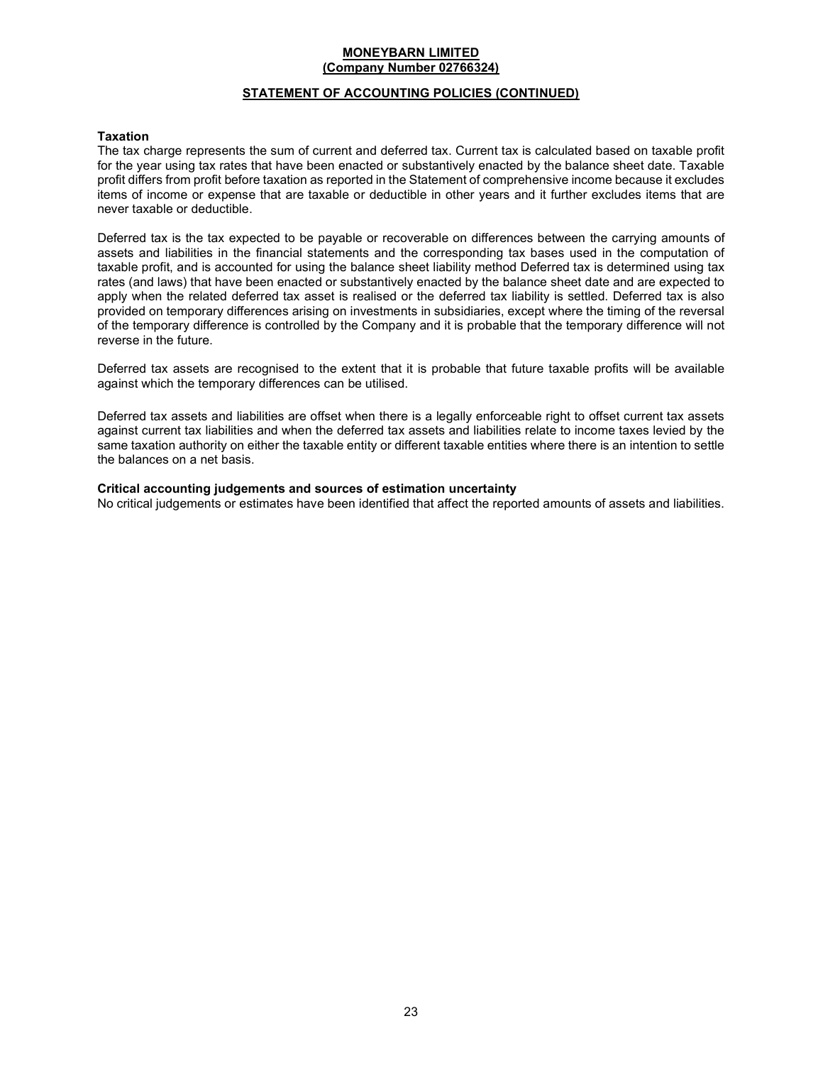**MONEYBARN LIMITED**
**(Company Number 02766324)**

**STATEMENT OF ACCOUNTING POLICIES (CONTINUED)**

**Taxation**

The tax charge represents the sum of current and deferred tax. Current tax is calculated based on taxable profit for the year using tax rates that have been enacted or substantively enacted by the balance sheet date. Taxable profit differs from profit before taxation as reported in the Statement of comprehensive income because it excludes items of income or expense that are taxable or deductible in other years and it further excludes items that are never taxable or deductible.

Deferred tax is the tax expected to be payable or recoverable on differences between the carrying amounts of assets and liabilities in the financial statements and the corresponding tax bases used in the computation of taxable profit, and is accounted for using the balance sheet liability method Deferred tax is determined using tax rates (and laws) that have been enacted or substantively enacted by the balance sheet date and are expected to apply when the related deferred tax asset is realised or the deferred tax liability is settled. Deferred tax is also provided on temporary differences arising on investments in subsidiaries, except where the timing of the reversal of the temporary difference is controlled by the Company and it is probable that the temporary difference will not reverse in the future.

Deferred tax assets are recognised to the extent that it is probable that future taxable profits will be available against which the temporary differences can be utilised.

Deferred tax assets and liabilities are offset when there is a legally enforceable right to offset current tax assets against current tax liabilities and when the deferred tax assets and liabilities relate to income taxes levied by the same taxation authority on either the taxable entity or different taxable entities where there is an intention to settle the balances on a net basis.

**Critical accounting judgements and sources of estimation uncertainty**

No critical judgements or estimates have been identified that affect the reported amounts of assets and liabilities.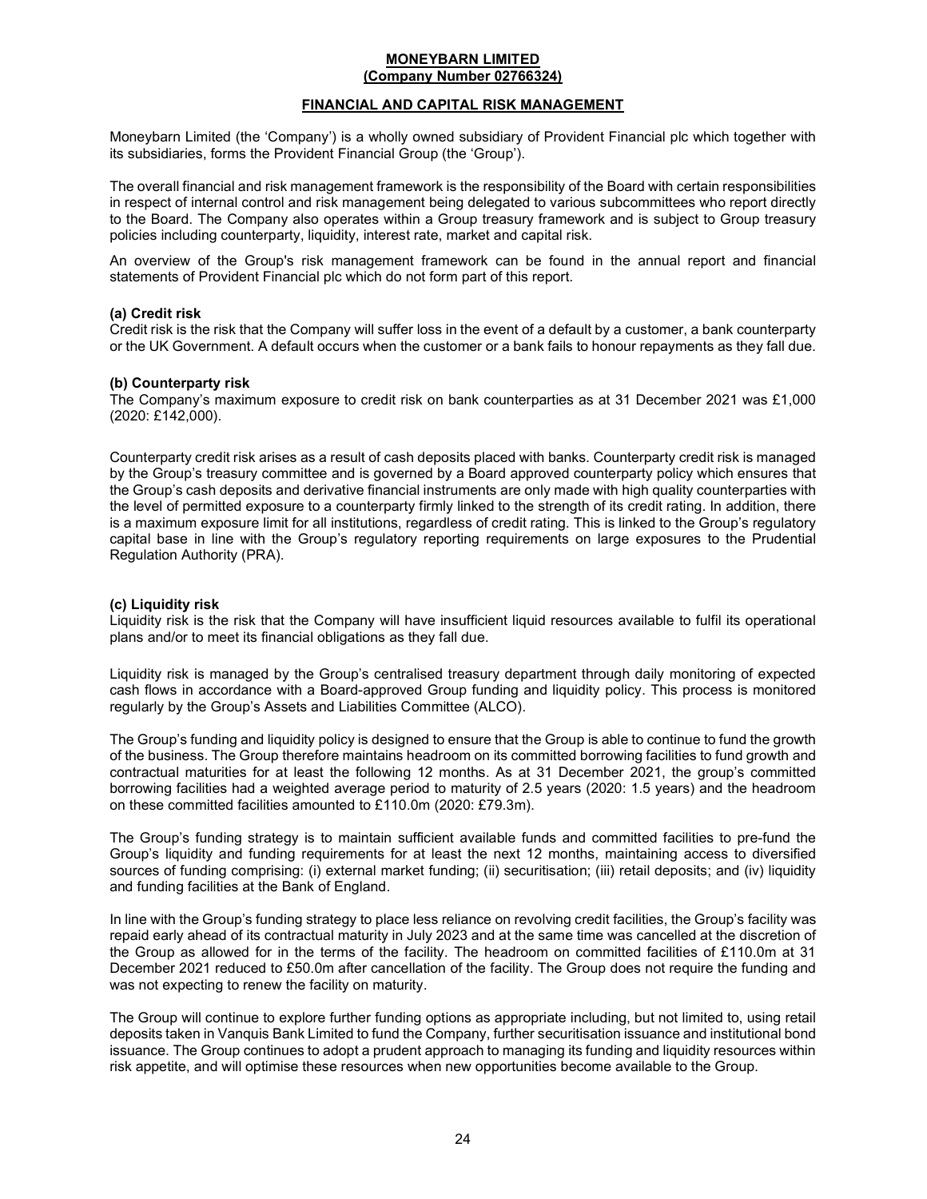**MONEYBARN LIMITED**
**(Company Number 02766324)**

## FINANCIAL AND CAPITAL RISK MANAGEMENT

Moneybarn Limited (the 'Company') is a wholly owned subsidiary of Provident Financial plc which together with its subsidiaries, forms the Provident Financial Group (the 'Group').

The overall financial and risk management framework is the responsibility of the Board with certain responsibilities in respect of internal control and risk management being delegated to various subcommittees who report directly to the Board. The Company also operates within a Group treasury framework and is subject to Group treasury policies including counterparty, liquidity, interest rate, market and capital risk.

An overview of the Group's risk management framework can be found in the annual report and financial statements of Provident Financial plc which do not form part of this report.

### (a) Credit risk

Credit risk is the risk that the Company will suffer loss in the event of a default by a customer, a bank counterparty or the UK Government. A default occurs when the customer or a bank fails to honour repayments as they fall due.

### (b) Counterparty risk

The Company's maximum exposure to credit risk on bank counterparties as at 31 December 2021 was £1,000 (2020: £142,000).

Counterparty credit risk arises as a result of cash deposits placed with banks. Counterparty credit risk is managed by the Group's treasury committee and is governed by a Board approved counterparty policy which ensures that the Group's cash deposits and derivative financial instruments are only made with high quality counterparties with the level of permitted exposure to a counterparty firmly linked to the strength of its credit rating. In addition, there is a maximum exposure limit for all institutions, regardless of credit rating. This is linked to the Group's regulatory capital base in line with the Group's regulatory reporting requirements on large exposures to the Prudential Regulation Authority (PRA).

### (c) Liquidity risk

Liquidity risk is the risk that the Company will have insufficient liquid resources available to fulfil its operational plans and/or to meet its financial obligations as they fall due.

Liquidity risk is managed by the Group's centralised treasury department through daily monitoring of expected cash flows in accordance with a Board-approved Group funding and liquidity policy. This process is monitored regularly by the Group's Assets and Liabilities Committee (ALCO).

The Group's funding and liquidity policy is designed to ensure that the Group is able to continue to fund the growth of the business. The Group therefore maintains headroom on its committed borrowing facilities to fund growth and contractual maturities for at least the following 12 months. As at 31 December 2021, the group's committed borrowing facilities had a weighted average period to maturity of 2.5 years (2020: 1.5 years) and the headroom on these committed facilities amounted to £110.0m (2020: £79.3m).

The Group's funding strategy is to maintain sufficient available funds and committed facilities to pre-fund the Group's liquidity and funding requirements for at least the next 12 months, maintaining access to diversified sources of funding comprising: (i) external market funding; (ii) securitisation; (iii) retail deposits; and (iv) liquidity and funding facilities at the Bank of England.

In line with the Group's funding strategy to place less reliance on revolving credit facilities, the Group's facility was repaid early ahead of its contractual maturity in July 2023 and at the same time was cancelled at the discretion of the Group as allowed for in the terms of the facility. The headroom on committed facilities of £110.0m at 31 December 2021 reduced to £50.0m after cancellation of the facility. The Group does not require the funding and was not expecting to renew the facility on maturity.

The Group will continue to explore further funding options as appropriate including, but not limited to, using retail deposits taken in Vanquis Bank Limited to fund the Company, further securitisation issuance and institutional bond issuance. The Group continues to adopt a prudent approach to managing its funding and liquidity resources within risk appetite, and will optimise these resources when new opportunities become available to the Group.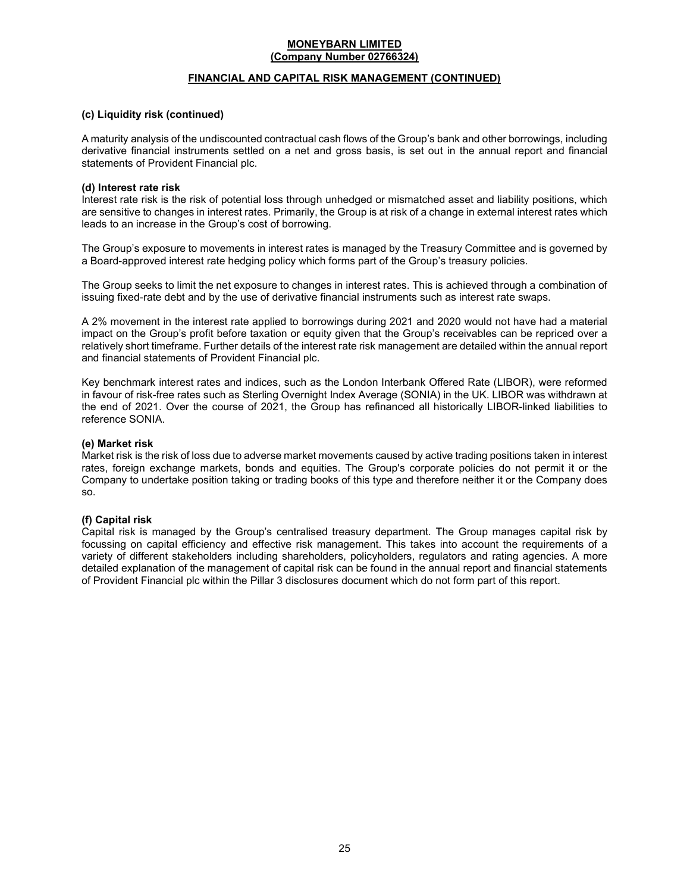**MONEYBARN LIMITED**
**(Company Number 02766324)**

**FINANCIAL AND CAPITAL RISK MANAGEMENT (CONTINUED)**

**(c) Liquidity risk (continued)**

A maturity analysis of the undiscounted contractual cash flows of the Group's bank and other borrowings, including derivative financial instruments settled on a net and gross basis, is set out in the annual report and financial statements of Provident Financial plc.

**(d) Interest rate risk**

Interest rate risk is the risk of potential loss through unhedged or mismatched asset and liability positions, which are sensitive to changes in interest rates. Primarily, the Group is at risk of a change in external interest rates which leads to an increase in the Group's cost of borrowing.

The Group's exposure to movements in interest rates is managed by the Treasury Committee and is governed by a Board-approved interest rate hedging policy which forms part of the Group's treasury policies.

The Group seeks to limit the net exposure to changes in interest rates. This is achieved through a combination of issuing fixed-rate debt and by the use of derivative financial instruments such as interest rate swaps.

A 2% movement in the interest rate applied to borrowings during 2021 and 2020 would not have had a material impact on the Group's profit before taxation or equity given that the Group's receivables can be repriced over a relatively short timeframe. Further details of the interest rate risk management are detailed within the annual report and financial statements of Provident Financial plc.

Key benchmark interest rates and indices, such as the London Interbank Offered Rate (LIBOR), were reformed in favour of risk-free rates such as Sterling Overnight Index Average (SONIA) in the UK. LIBOR was withdrawn at the end of 2021. Over the course of 2021, the Group has refinanced all historically LIBOR-linked liabilities to reference SONIA.

**(e) Market risk**

Market risk is the risk of loss due to adverse market movements caused by active trading positions taken in interest rates, foreign exchange markets, bonds and equities. The Group's corporate policies do not permit it or the Company to undertake position taking or trading books of this type and therefore neither it or the Company does so.

**(f) Capital risk**

Capital risk is managed by the Group's centralised treasury department. The Group manages capital risk by focussing on capital efficiency and effective risk management. This takes into account the requirements of a variety of different stakeholders including shareholders, policyholders, regulators and rating agencies. A more detailed explanation of the management of capital risk can be found in the annual report and financial statements of Provident Financial plc within the Pillar 3 disclosures document which do not form part of this report.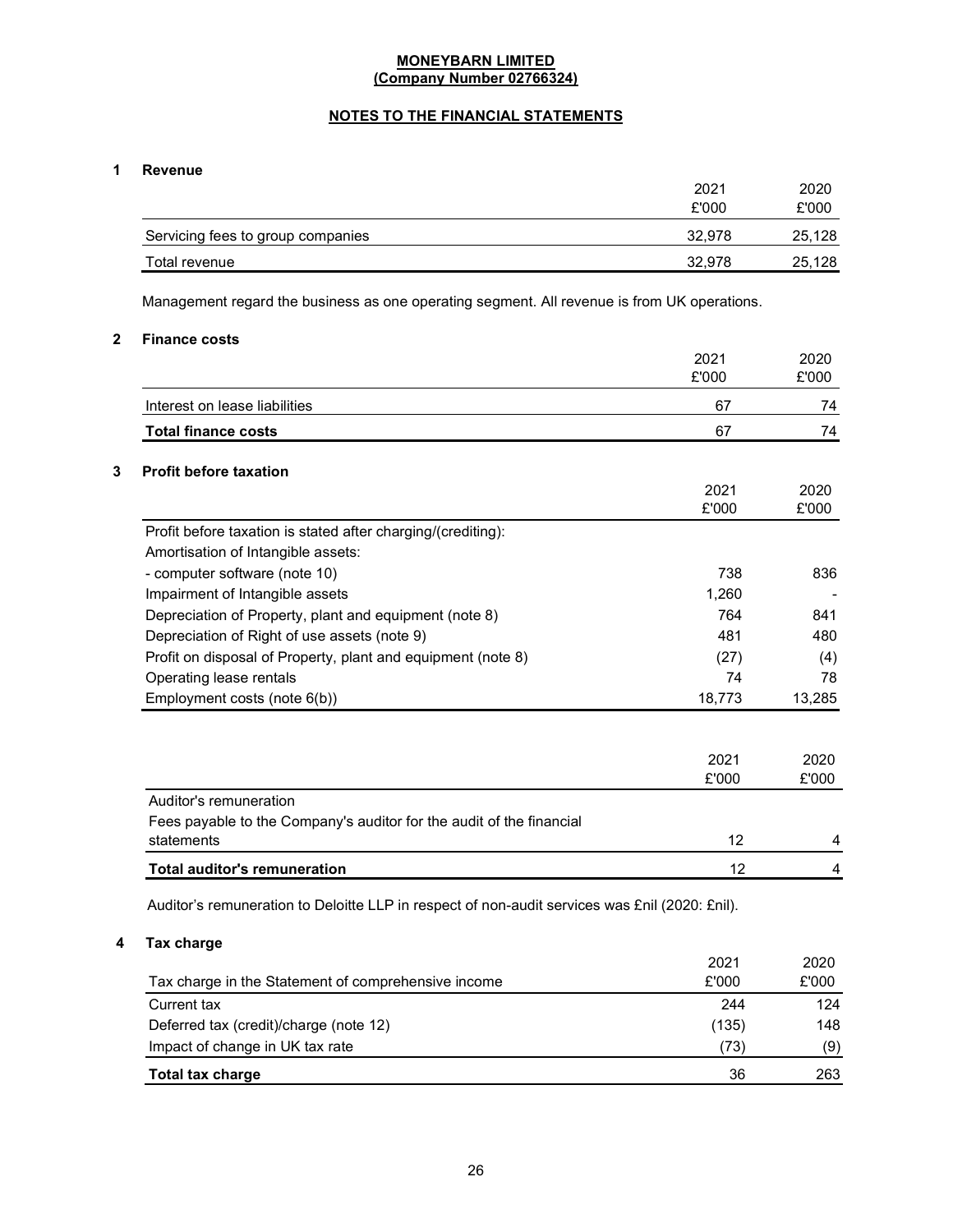**MONEYBARN LIMITED**
**(Company Number 02766324)**

**NOTES TO THE FINANCIAL STATEMENTS**

## 1 Revenue

| | 2021<br>£'000 | 2020<br>£'000 |
|---|---|---|
| Servicing fees to group companies | 32,978 | 25,128 |
| Total revenue | 32,978 | 25,128 |

Management regard the business as one operating segment. All revenue is from UK operations.

## 2 Finance costs

| | 2021<br>£'000 | 2020<br>£'000 |
|---|---|---|
| Interest on lease liabilities | 67 | 74 |
| **Total finance costs** | 67 | 74 |

## 3 Profit before taxation

| | 2021<br>£'000 | 2020<br>£'000 |
|---|---|---|
| Profit before taxation is stated after charging/(crediting): | | |
| Amortisation of Intangible assets: | | |
| - computer software (note 10) | 738 | 836 |
| Impairment of Intangible assets | 1,260 | - |
| Depreciation of Property, plant and equipment (note 8) | 764 | 841 |
| Depreciation of Right of use assets (note 9) | 481 | 480 |
| Profit on disposal of Property, plant and equipment (note 8) | (27) | (4) |
| Operating lease rentals | 74 | 78 |
| Employment costs (note 6(b)) | 18,773 | 13,285 |

| | 2021<br>£'000 | 2020<br>£'000 |
|---|---|---|
| Auditor's remuneration | | |
| Fees payable to the Company's auditor for the audit of the financial statements | 12 | 4 |
| **Total auditor's remuneration** | 12 | 4 |

Auditor's remuneration to Deloitte LLP in respect of non-audit services was £nil (2020: £nil).

## 4 Tax charge

| Tax charge in the Statement of comprehensive income | 2021<br>£'000 | 2020<br>£'000 |
|---|---|---|
| Current tax | 244 | 124 |
| Deferred tax (credit)/charge (note 12) | (135) | 148 |
| Impact of change in UK tax rate | (73) | (9) |
| **Total tax charge** | 36 | 263 |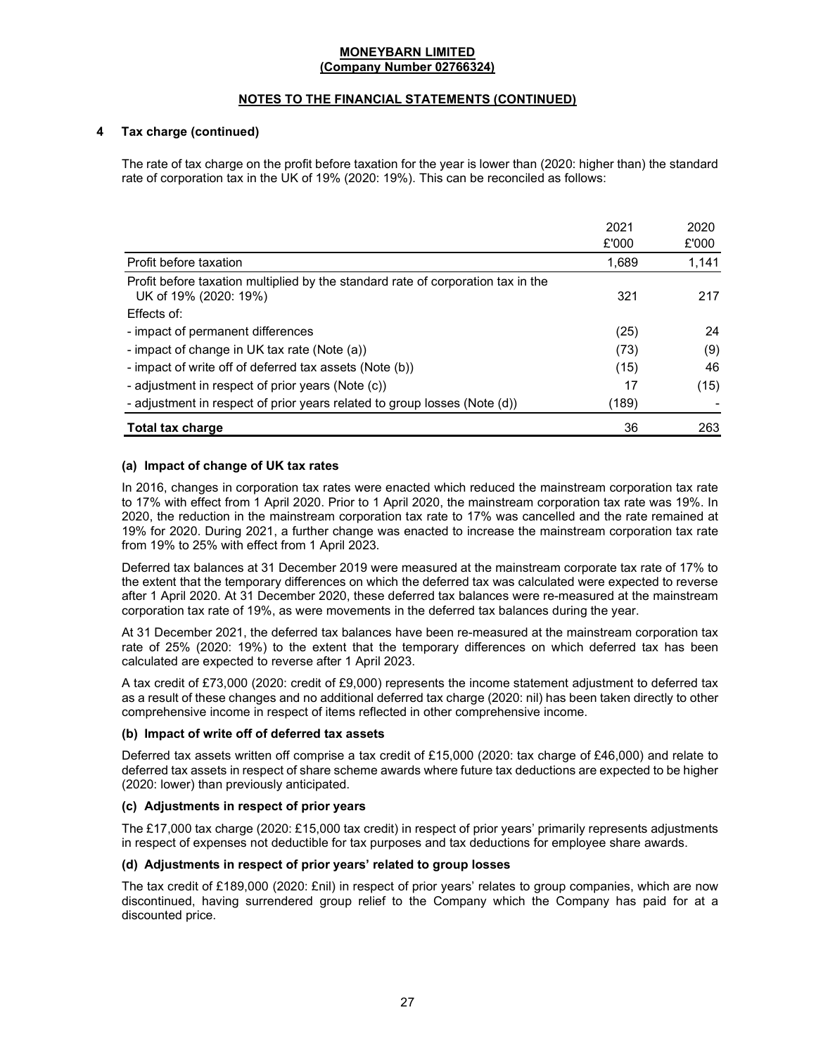**MONEYBARN LIMITED**
**(Company Number 02766324)**

**NOTES TO THE FINANCIAL STATEMENTS (CONTINUED)**

## 4 Tax charge (continued)

The rate of tax charge on the profit before taxation for the year is lower than (2020: higher than) the standard rate of corporation tax in the UK of 19% (2020: 19%). This can be reconciled as follows:

| | 2021<br>£'000 | 2020<br>£'000 |
|---|---|---|
| Profit before taxation | 1,689 | 1,141 |
| Profit before taxation multiplied by the standard rate of corporation tax in the UK of 19% (2020: 19%) | 321 | 217 |
| Effects of: | | |
| - impact of permanent differences | (25) | 24 |
| - impact of change in UK tax rate (Note (a)) | (73) | (9) |
| - impact of write off of deferred tax assets (Note (b)) | (15) | 46 |
| - adjustment in respect of prior years (Note (c)) | 17 | (15) |
| - adjustment in respect of prior years related to group losses (Note (d)) | (189) | - |
| **Total tax charge** | 36 | 263 |

### (a) Impact of change of UK tax rates

In 2016, changes in corporation tax rates were enacted which reduced the mainstream corporation tax rate to 17% with effect from 1 April 2020. Prior to 1 April 2020, the mainstream corporation tax rate was 19%. In 2020, the reduction in the mainstream corporation tax rate to 17% was cancelled and the rate remained at 19% for 2020. During 2021, a further change was enacted to increase the mainstream corporation tax rate from 19% to 25% with effect from 1 April 2023.

Deferred tax balances at 31 December 2019 were measured at the mainstream corporate tax rate of 17% to the extent that the temporary differences on which the deferred tax was calculated were expected to reverse after 1 April 2020. At 31 December 2020, these deferred tax balances were re-measured at the mainstream corporation tax rate of 19%, as were movements in the deferred tax balances during the year.

At 31 December 2021, the deferred tax balances have been re-measured at the mainstream corporation tax rate of 25% (2020: 19%) to the extent that the temporary differences on which deferred tax has been calculated are expected to reverse after 1 April 2023.

A tax credit of £73,000 (2020: credit of £9,000) represents the income statement adjustment to deferred tax as a result of these changes and no additional deferred tax charge (2020: nil) has been taken directly to other comprehensive income in respect of items reflected in other comprehensive income.

### (b) Impact of write off of deferred tax assets

Deferred tax assets written off comprise a tax credit of £15,000 (2020: tax charge of £46,000) and relate to deferred tax assets in respect of share scheme awards where future tax deductions are expected to be higher (2020: lower) than previously anticipated.

### (c) Adjustments in respect of prior years

The £17,000 tax charge (2020: £15,000 tax credit) in respect of prior years' primarily represents adjustments in respect of expenses not deductible for tax purposes and tax deductions for employee share awards.

### (d) Adjustments in respect of prior years' related to group losses

The tax credit of £189,000 (2020: £nil) in respect of prior years' relates to group companies, which are now discontinued, having surrendered group relief to the Company which the Company has paid for at a discounted price.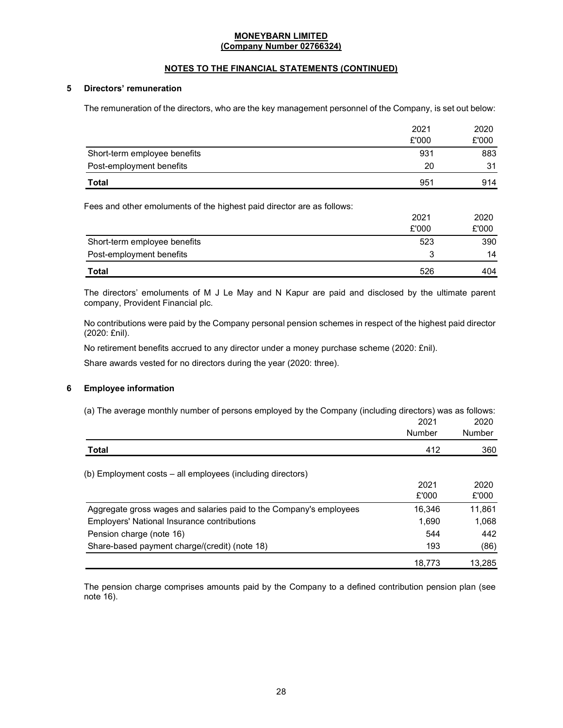**MONEYBARN LIMITED**
**(Company Number 02766324)**

**NOTES TO THE FINANCIAL STATEMENTS (CONTINUED)**

## 5 Directors' remuneration

The remuneration of the directors, who are the key management personnel of the Company, is set out below:

| | 2021 £'000 | 2020 £'000 |
|---|---|---|
| Short-term employee benefits | 931 | 883 |
| Post-employment benefits | 20 | 31 |
| **Total** | 951 | 914 |

Fees and other emoluments of the highest paid director are as follows:

| | 2021 £'000 | 2020 £'000 |
|---|---|---|
| Short-term employee benefits | 523 | 390 |
| Post-employment benefits | 3 | 14 |
| **Total** | 526 | 404 |

The directors' emoluments of M J Le May and N Kapur are paid and disclosed by the ultimate parent company, Provident Financial plc.

No contributions were paid by the Company personal pension schemes in respect of the highest paid director (2020: £nil).

No retirement benefits accrued to any director under a money purchase scheme (2020: £nil).

Share awards vested for no directors during the year (2020: three).

## 6 Employee information

(a) The average monthly number of persons employed by the Company (including directors) was as follows:

| | 2021 Number | 2020 Number |
|---|---|---|
| **Total** | 412 | 360 |

(b) Employment costs – all employees (including directors)

| | 2021 £'000 | 2020 £'000 |
|---|---|---|
| Aggregate gross wages and salaries paid to the Company's employees | 16,346 | 11,861 |
| Employers' National Insurance contributions | 1,690 | 1,068 |
| Pension charge (note 16) | 544 | 442 |
| Share-based payment charge/(credit) (note 18) | 193 | (86) |
| | 18,773 | 13,285 |

The pension charge comprises amounts paid by the Company to a defined contribution pension plan (see note 16).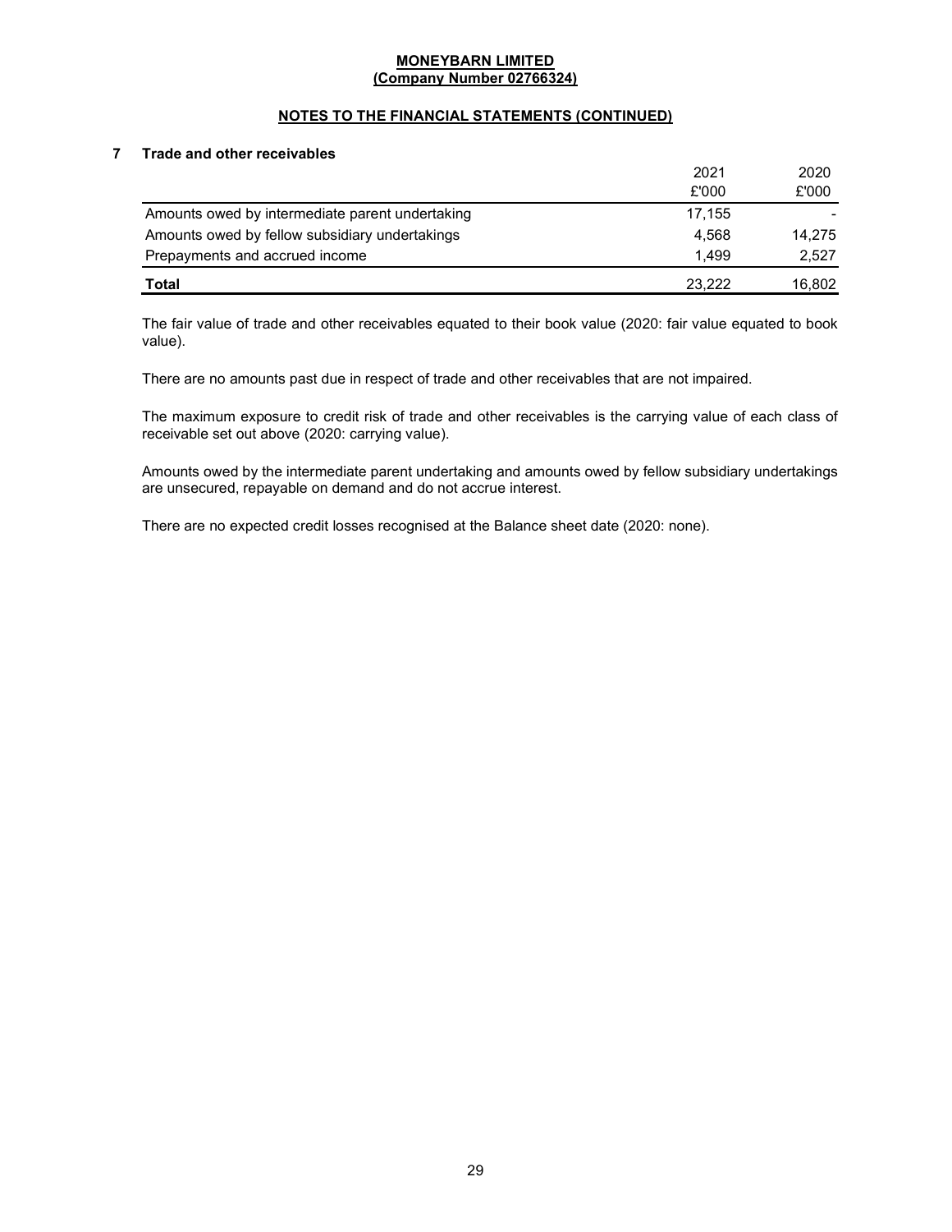## 7 Trade and other receivables

| | 2021 £'000 | 2020 £'000 |
|---|---|---|
| Amounts owed by intermediate parent undertaking | 17,155 | - |
| Amounts owed by fellow subsidiary undertakings | 4,568 | 14,275 |
| Prepayments and accrued income | 1,499 | 2,527 |
| **Total** | 23,222 | 16,802 |

The fair value of trade and other receivables equated to their book value (2020: fair value equated to book value).

There are no amounts past due in respect of trade and other receivables that are not impaired.

The maximum exposure to credit risk of trade and other receivables is the carrying value of each class of receivable set out above (2020: carrying value).

Amounts owed by the intermediate parent undertaking and amounts owed by fellow subsidiary undertakings are unsecured, repayable on demand and do not accrue interest.

There are no expected credit losses recognised at the Balance sheet date (2020: none).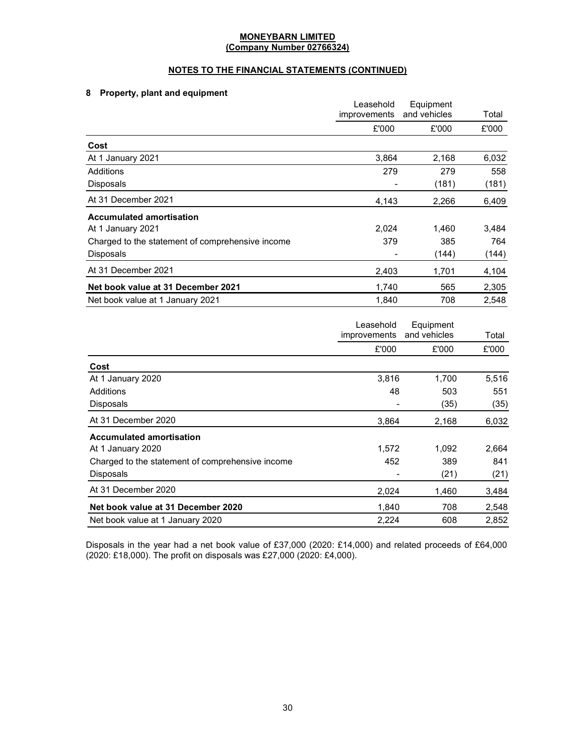**MONEYBARN LIMITED**
**(Company Number 02766324)**

**NOTES TO THE FINANCIAL STATEMENTS (CONTINUED)**

## 8 Property, plant and equipment

| | Leasehold improvements | Equipment and vehicles | Total |
|---|---|---|---|
| | £'000 | £'000 | £'000 |
| **Cost** | | | |
| At 1 January 2021 | 3,864 | 2,168 | 6,032 |
| Additions | 279 | 279 | 558 |
| Disposals | - | (181) | (181) |
| At 31 December 2021 | 4,143 | 2,266 | 6,409 |
| **Accumulated amortisation** | | | |
| At 1 January 2021 | 2,024 | 1,460 | 3,484 |
| Charged to the statement of comprehensive income | 379 | 385 | 764 |
| Disposals | - | (144) | (144) |
| At 31 December 2021 | 2,403 | 1,701 | 4,104 |
| **Net book value at 31 December 2021** | 1,740 | 565 | 2,305 |
| Net book value at 1 January 2021 | 1,840 | 708 | 2,548 |

| | Leasehold improvements | Equipment and vehicles | Total |
|---|---|---|---|
| | £'000 | £'000 | £'000 |
| **Cost** | | | |
| At 1 January 2020 | 3,816 | 1,700 | 5,516 |
| Additions | 48 | 503 | 551 |
| Disposals | - | (35) | (35) |
| At 31 December 2020 | 3,864 | 2,168 | 6,032 |
| **Accumulated amortisation** | | | |
| At 1 January 2020 | 1,572 | 1,092 | 2,664 |
| Charged to the statement of comprehensive income | 452 | 389 | 841 |
| Disposals | - | (21) | (21) |
| At 31 December 2020 | 2,024 | 1,460 | 3,484 |
| **Net book value at 31 December 2020** | 1,840 | 708 | 2,548 |
| Net book value at 1 January 2020 | 2,224 | 608 | 2,852 |

Disposals in the year had a net book value of £37,000 (2020: £14,000) and related proceeds of £64,000 (2020: £18,000). The profit on disposals was £27,000 (2020: £4,000).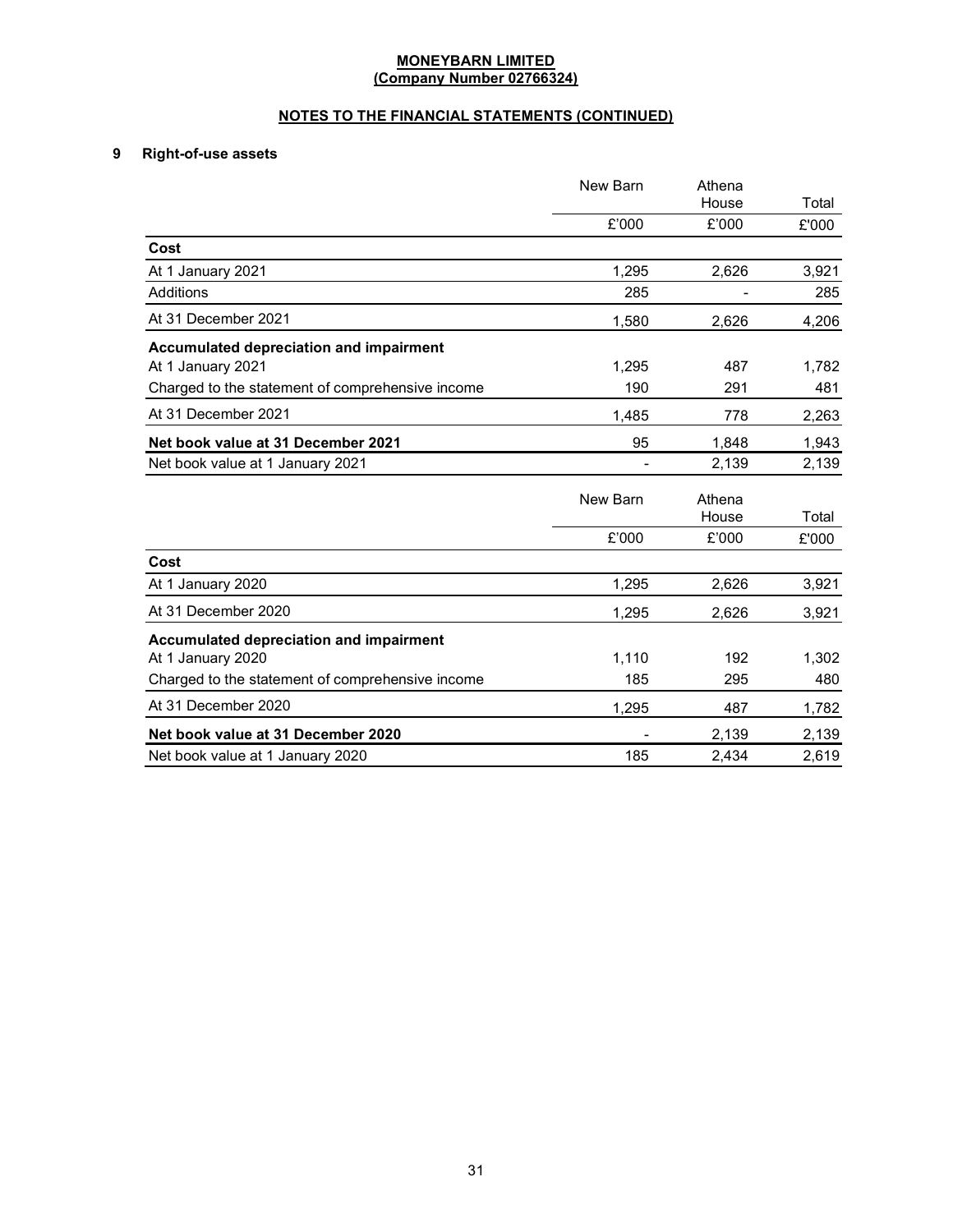**MONEYBARN LIMITED**
**(Company Number 02766324)**

**NOTES TO THE FINANCIAL STATEMENTS (CONTINUED)**

## 9 Right-of-use assets

| | New Barn | Athena House | Total |
|---|---|---|---|
| | £'000 | £'000 | £'000 |
| **Cost** | | | |
| At 1 January 2021 | 1,295 | 2,626 | 3,921 |
| Additions | 285 | - | 285 |
| At 31 December 2021 | 1,580 | 2,626 | 4,206 |
| **Accumulated depreciation and impairment** | | | |
| At 1 January 2021 | 1,295 | 487 | 1,782 |
| Charged to the statement of comprehensive income | 190 | 291 | 481 |
| At 31 December 2021 | 1,485 | 778 | 2,263 |
| **Net book value at 31 December 2021** | 95 | 1,848 | 1,943 |
| Net book value at 1 January 2021 | - | 2,139 | 2,139 |

| | New Barn | Athena House | Total |
|---|---|---|---|
| | £'000 | £'000 | £'000 |
| **Cost** | | | |
| At 1 January 2020 | 1,295 | 2,626 | 3,921 |
| At 31 December 2020 | 1,295 | 2,626 | 3,921 |
| **Accumulated depreciation and impairment** | | | |
| At 1 January 2020 | 1,110 | 192 | 1,302 |
| Charged to the statement of comprehensive income | 185 | 295 | 480 |
| At 31 December 2020 | 1,295 | 487 | 1,782 |
| **Net book value at 31 December 2020** | - | 2,139 | 2,139 |
| Net book value at 1 January 2020 | 185 | 2,434 | 2,619 |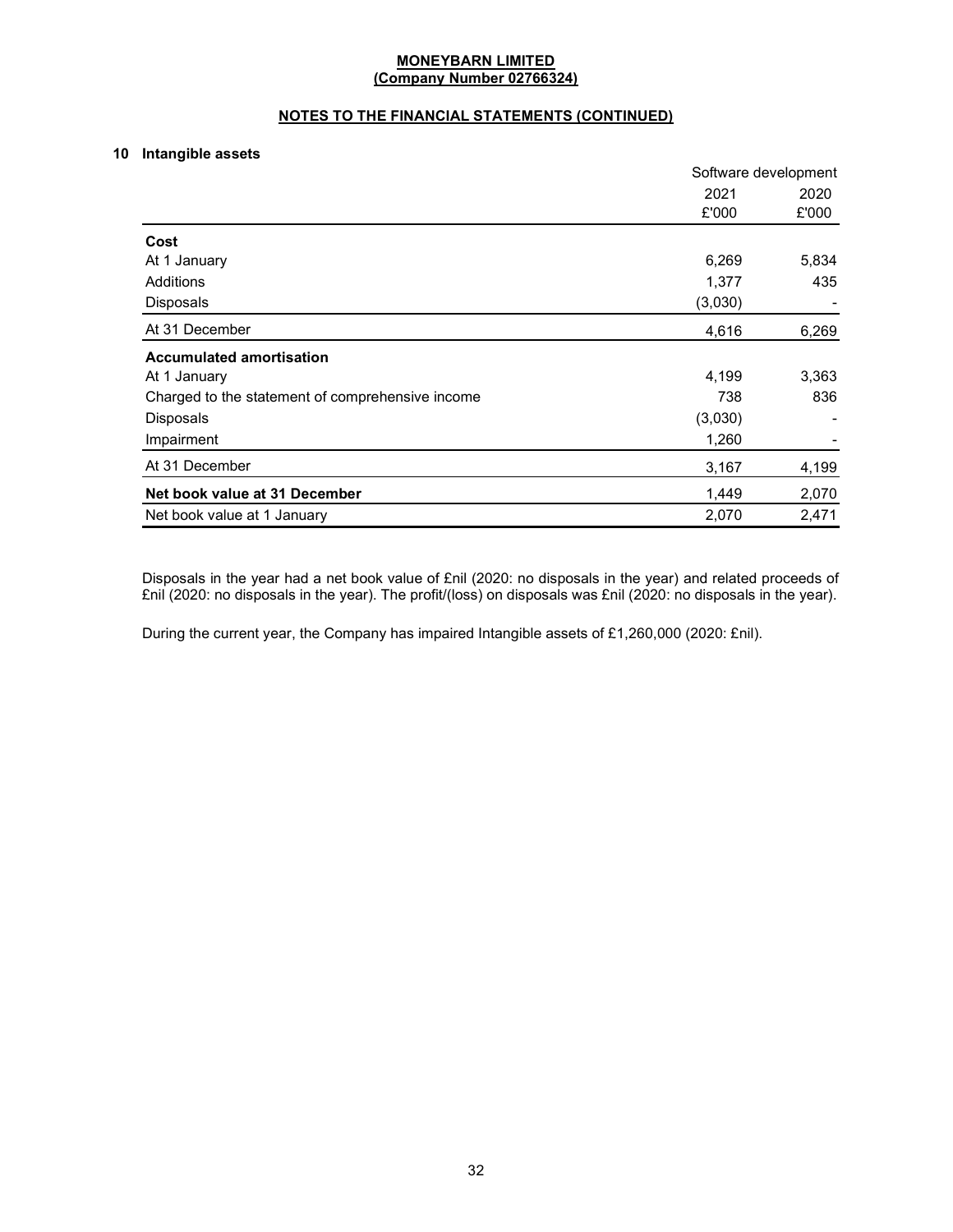**MONEYBARN LIMITED**
**(Company Number 02766324)**

**NOTES TO THE FINANCIAL STATEMENTS (CONTINUED)**

## 10 Intangible assets

| | Software development | |
|---|---|---|
| | 2021 | 2020 |
| | £'000 | £'000 |
| **Cost** | | |
| At 1 January | 6,269 | 5,834 |
| Additions | 1,377 | 435 |
| Disposals | (3,030) | - |
| At 31 December | 4,616 | 6,269 |
| **Accumulated amortisation** | | |
| At 1 January | 4,199 | 3,363 |
| Charged to the statement of comprehensive income | 738 | 836 |
| Disposals | (3,030) | - |
| Impairment | 1,260 | - |
| At 31 December | 3,167 | 4,199 |
| **Net book value at 31 December** | 1,449 | 2,070 |
| Net book value at 1 January | 2,070 | 2,471 |

Disposals in the year had a net book value of £nil (2020: no disposals in the year) and related proceeds of £nil (2020: no disposals in the year). The profit/(loss) on disposals was £nil (2020: no disposals in the year).

During the current year, the Company has impaired Intangible assets of £1,260,000 (2020: £nil).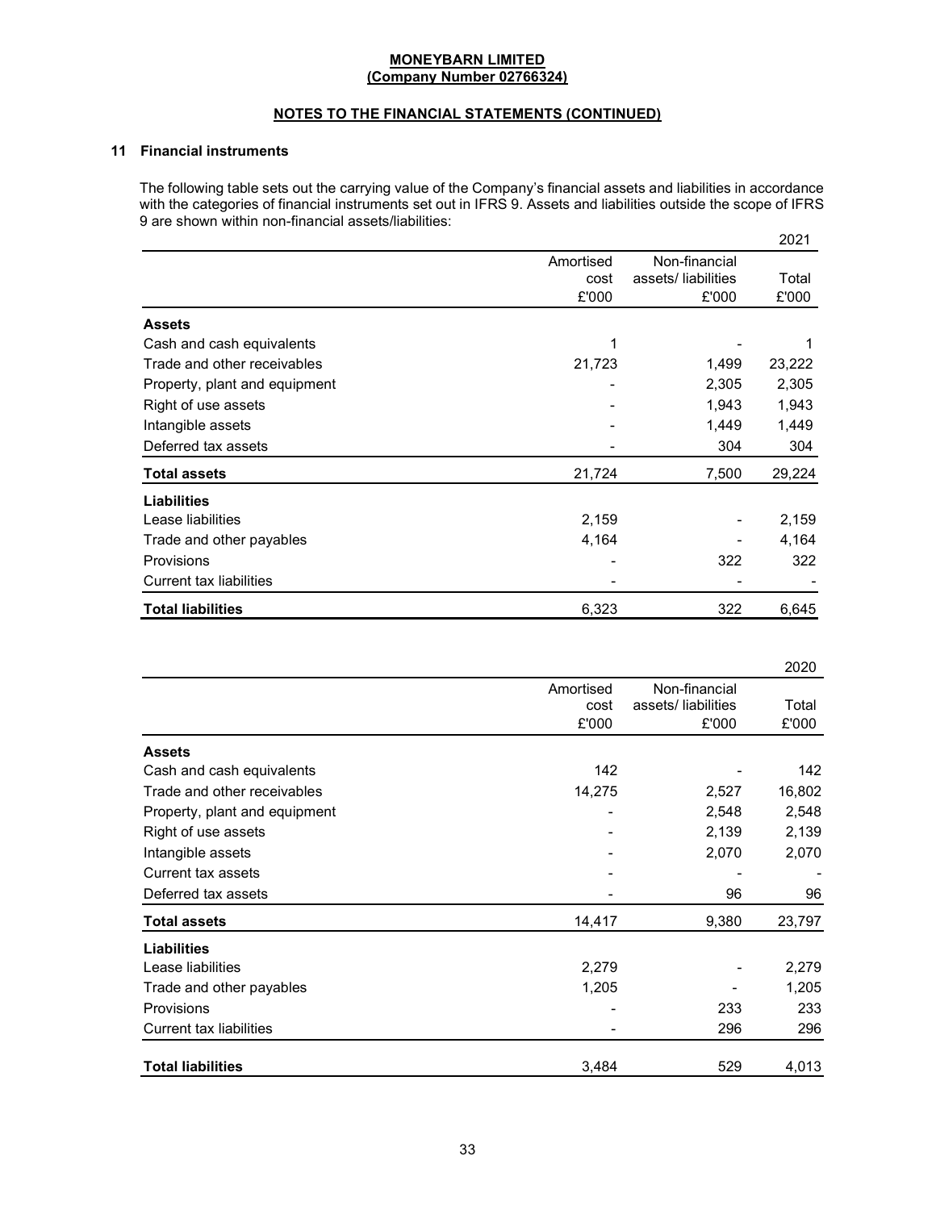**MONEYBARN LIMITED**
**(Company Number 02766324)**

**NOTES TO THE FINANCIAL STATEMENTS (CONTINUED)**

## 11 Financial instruments

The following table sets out the carrying value of the Company's financial assets and liabilities in accordance with the categories of financial instruments set out in IFRS 9. Assets and liabilities outside the scope of IFRS 9 are shown within non-financial assets/liabilities:

| | | | 2021 |
|---|---|---|---|
| | Amortised cost £'000 | Non-financial assets/ liabilities £'000 | Total £'000 |
| **Assets** | | | |
| Cash and cash equivalents | 1 | - | 1 |
| Trade and other receivables | 21,723 | 1,499 | 23,222 |
| Property, plant and equipment | - | 2,305 | 2,305 |
| Right of use assets | - | 1,943 | 1,943 |
| Intangible assets | - | 1,449 | 1,449 |
| Deferred tax assets | - | 304 | 304 |
| **Total assets** | 21,724 | 7,500 | 29,224 |
| **Liabilities** | | | |
| Lease liabilities | 2,159 | - | 2,159 |
| Trade and other payables | 4,164 | - | 4,164 |
| Provisions | - | 322 | 322 |
| Current tax liabilities | - | - | - |
| **Total liabilities** | 6,323 | 322 | 6,645 |

| | | | 2020 |
|---|---|---|---|
| | Amortised cost £'000 | Non-financial assets/ liabilities £'000 | Total £'000 |
| **Assets** | | | |
| Cash and cash equivalents | 142 | - | 142 |
| Trade and other receivables | 14,275 | 2,527 | 16,802 |
| Property, plant and equipment | - | 2,548 | 2,548 |
| Right of use assets | - | 2,139 | 2,139 |
| Intangible assets | - | 2,070 | 2,070 |
| Current tax assets | - | - | - |
| Deferred tax assets | - | 96 | 96 |
| **Total assets** | 14,417 | 9,380 | 23,797 |
| **Liabilities** | | | |
| Lease liabilities | 2,279 | - | 2,279 |
| Trade and other payables | 1,205 | - | 1,205 |
| Provisions | - | 233 | 233 |
| Current tax liabilities | - | 296 | 296 |
| **Total liabilities** | 3,484 | 529 | 4,013 |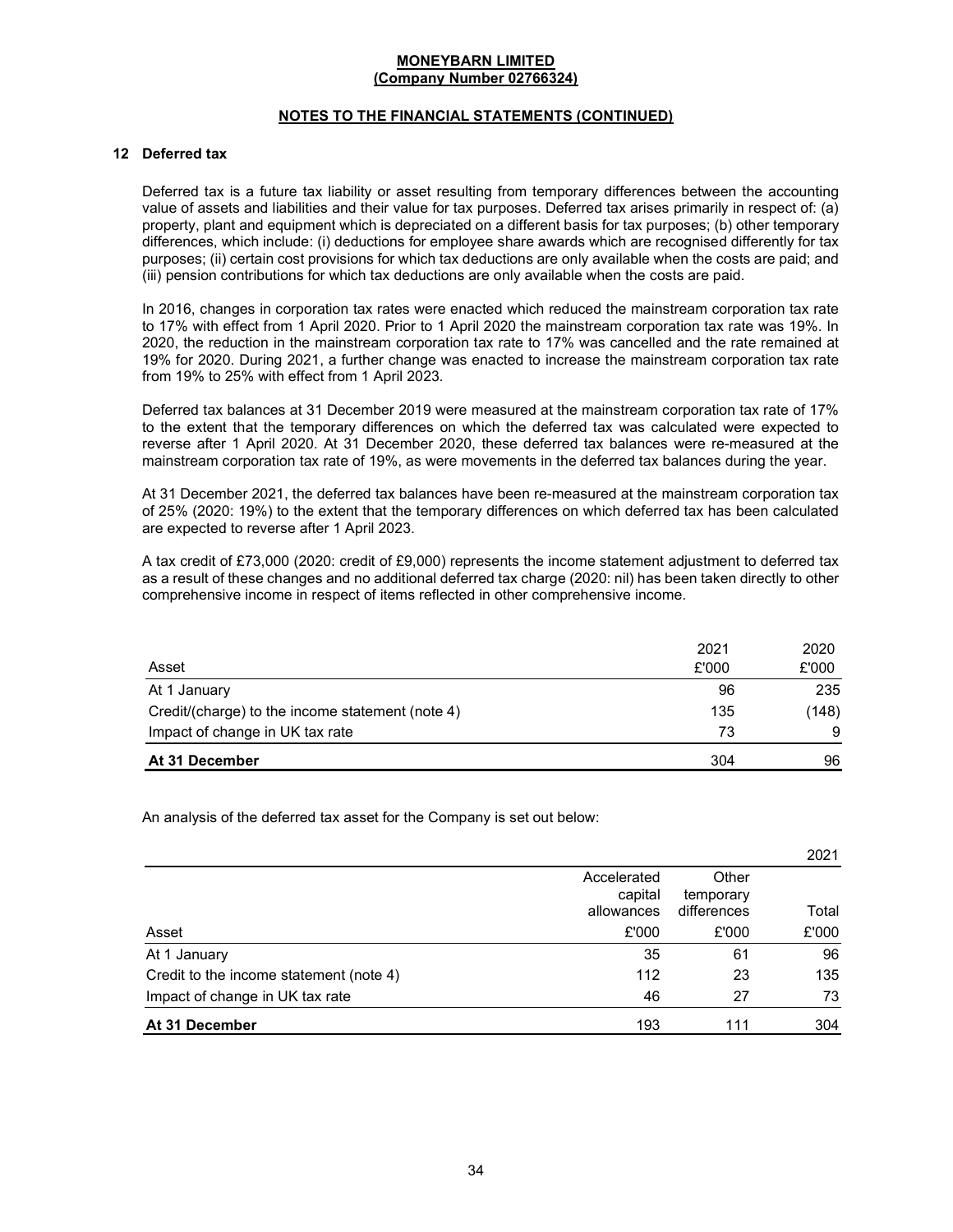**MONEYBARN LIMITED**
**(Company Number 02766324)**

**NOTES TO THE FINANCIAL STATEMENTS (CONTINUED)**

## 12 Deferred tax

Deferred tax is a future tax liability or asset resulting from temporary differences between the accounting value of assets and liabilities and their value for tax purposes. Deferred tax arises primarily in respect of: (a) property, plant and equipment which is depreciated on a different basis for tax purposes; (b) other temporary differences, which include: (i) deductions for employee share awards which are recognised differently for tax purposes; (ii) certain cost provisions for which tax deductions are only available when the costs are paid; and (iii) pension contributions for which tax deductions are only available when the costs are paid.

In 2016, changes in corporation tax rates were enacted which reduced the mainstream corporation tax rate to 17% with effect from 1 April 2020. Prior to 1 April 2020 the mainstream corporation tax rate was 19%. In 2020, the reduction in the mainstream corporation tax rate to 17% was cancelled and the rate remained at 19% for 2020. During 2021, a further change was enacted to increase the mainstream corporation tax rate from 19% to 25% with effect from 1 April 2023.

Deferred tax balances at 31 December 2019 were measured at the mainstream corporation tax rate of 17% to the extent that the temporary differences on which the deferred tax was calculated were expected to reverse after 1 April 2020. At 31 December 2020, these deferred tax balances were re-measured at the mainstream corporation tax rate of 19%, as were movements in the deferred tax balances during the year.

At 31 December 2021, the deferred tax balances have been re-measured at the mainstream corporation tax of 25% (2020: 19%) to the extent that the temporary differences on which deferred tax has been calculated are expected to reverse after 1 April 2023.

A tax credit of £73,000 (2020: credit of £9,000) represents the income statement adjustment to deferred tax as a result of these changes and no additional deferred tax charge (2020: nil) has been taken directly to other comprehensive income in respect of items reflected in other comprehensive income.

| Asset | 2021 £'000 | 2020 £'000 |
|---|---|---|
| At 1 January | 96 | 235 |
| Credit/(charge) to the income statement (note 4) | 135 | (148) |
| Impact of change in UK tax rate | 73 | 9 |
| **At 31 December** | 304 | 96 |

An analysis of the deferred tax asset for the Company is set out below:

| | | | 2021 |
|---|---|---|---|
| Asset | Accelerated capital allowances £'000 | Other temporary differences £'000 | Total £'000 |
| At 1 January | 35 | 61 | 96 |
| Credit to the income statement (note 4) | 112 | 23 | 135 |
| Impact of change in UK tax rate | 46 | 27 | 73 |
| **At 31 December** | 193 | 111 | 304 |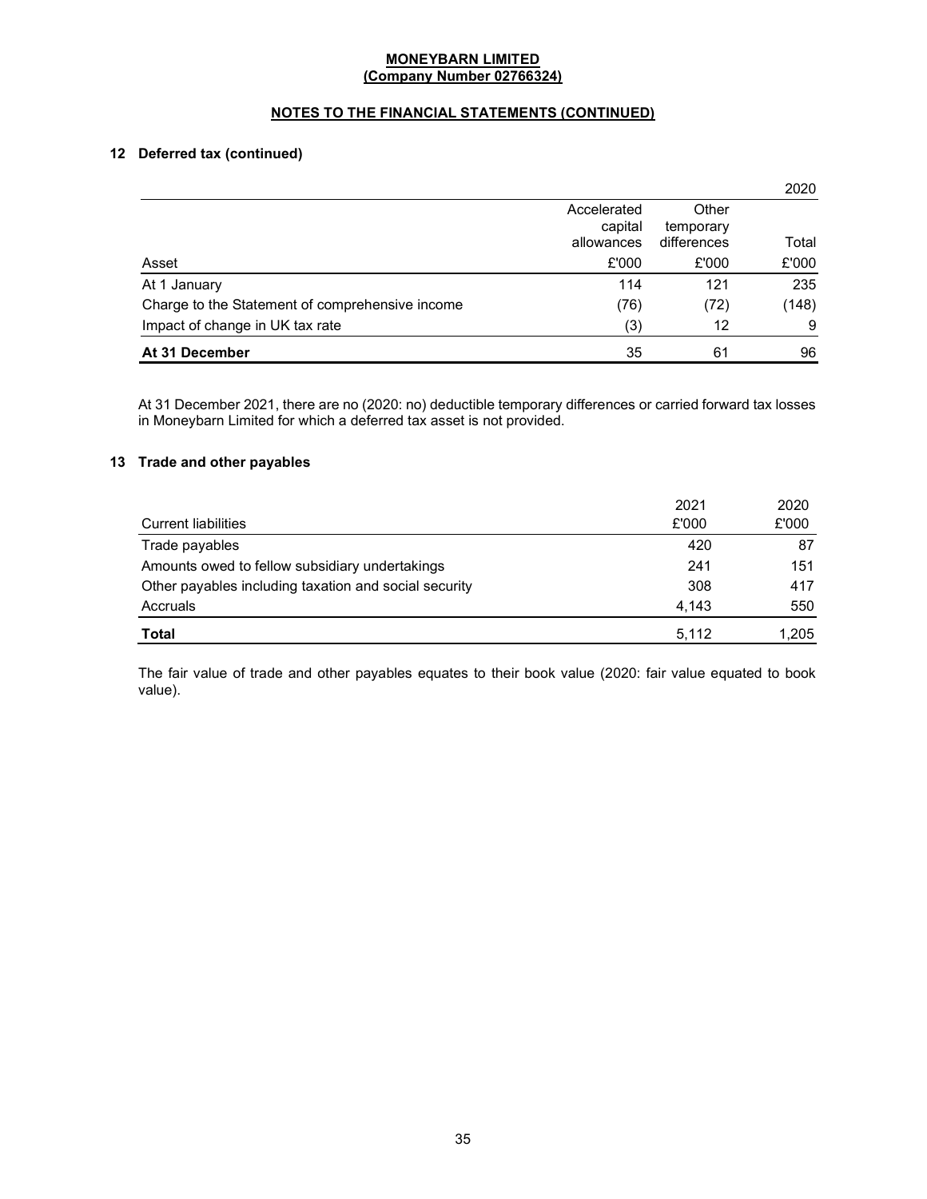**MONEYBARN LIMITED**
**(Company Number 02766324)**

**NOTES TO THE FINANCIAL STATEMENTS (CONTINUED)**

## 12 Deferred tax (continued)

| | | | 2020 |
|---|---|---|---|
| | Accelerated capital allowances | Other temporary differences | Total |
| Asset | £'000 | £'000 | £'000 |
| At 1 January | 114 | 121 | 235 |
| Charge to the Statement of comprehensive income | (76) | (72) | (148) |
| Impact of change in UK tax rate | (3) | 12 | 9 |
| **At 31 December** | 35 | 61 | 96 |

At 31 December 2021, there are no (2020: no) deductible temporary differences or carried forward tax losses in Moneybarn Limited for which a deferred tax asset is not provided.

## 13 Trade and other payables

| | 2021 | 2020 |
|---|---|---|
| Current liabilities | £'000 | £'000 |
| Trade payables | 420 | 87 |
| Amounts owed to fellow subsidiary undertakings | 241 | 151 |
| Other payables including taxation and social security | 308 | 417 |
| Accruals | 4,143 | 550 |
| **Total** | 5,112 | 1,205 |

The fair value of trade and other payables equates to their book value (2020: fair value equated to book value).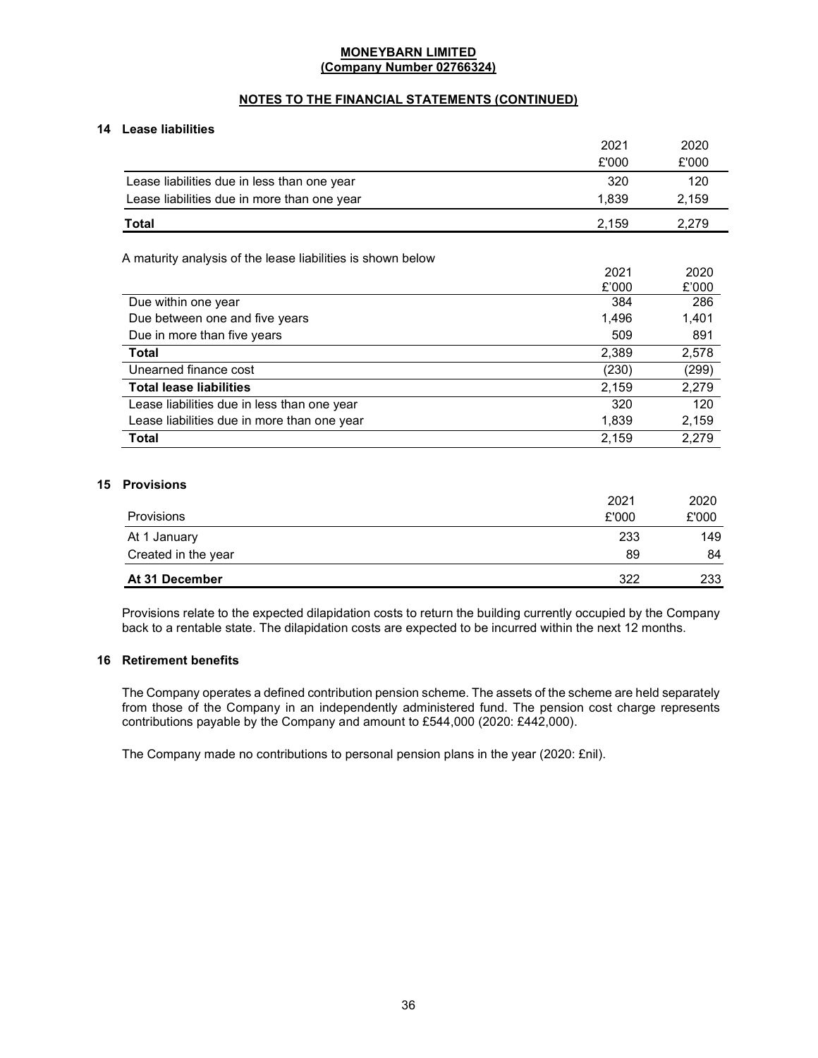**MONEYBARN LIMITED**
**(Company Number 02766324)**

**NOTES TO THE FINANCIAL STATEMENTS (CONTINUED)**

## 14 Lease liabilities

| | 2021 | 2020 |
|---|---|---|
| | £'000 | £'000 |
| Lease liabilities due in less than one year | 320 | 120 |
| Lease liabilities due in more than one year | 1,839 | 2,159 |
| **Total** | 2,159 | 2,279 |

A maturity analysis of the lease liabilities is shown below

| | 2021 | 2020 |
|---|---|---|
| | £'000 | £'000 |
| Due within one year | 384 | 286 |
| Due between one and five years | 1,496 | 1,401 |
| Due in more than five years | 509 | 891 |
| **Total** | 2,389 | 2,578 |
| Unearned finance cost | (230) | (299) |
| **Total lease liabilities** | 2,159 | 2,279 |
| Lease liabilities due in less than one year | 320 | 120 |
| Lease liabilities due in more than one year | 1,839 | 2,159 |
| **Total** | 2,159 | 2,279 |

## 15 Provisions

| Provisions | 2021<br>£'000 | 2020<br>£'000 |
|---|---|---|
| At 1 January | 233 | 149 |
| Created in the year | 89 | 84 |
| **At 31 December** | 322 | 233 |

Provisions relate to the expected dilapidation costs to return the building currently occupied by the Company back to a rentable state. The dilapidation costs are expected to be incurred within the next 12 months.

## 16 Retirement benefits

The Company operates a defined contribution pension scheme. The assets of the scheme are held separately from those of the Company in an independently administered fund. The pension cost charge represents contributions payable by the Company and amount to £544,000 (2020: £442,000).

The Company made no contributions to personal pension plans in the year (2020: £nil).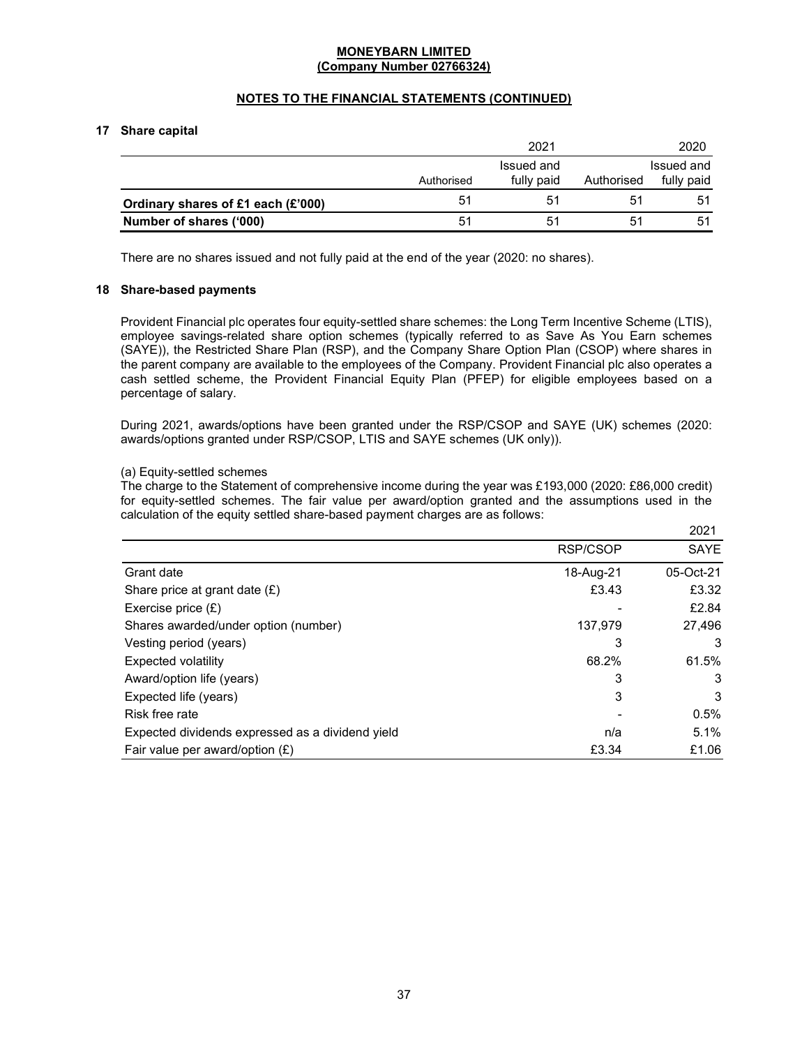**MONEYBARN LIMITED**
**(Company Number 02766324)**

**NOTES TO THE FINANCIAL STATEMENTS (CONTINUED)**

## 17 Share capital

| | 2021 | | 2020 | |
|---|---|---|---|---|
| | Authorised | Issued and fully paid | Authorised | Issued and fully paid |
| **Ordinary shares of £1 each (£'000)** | 51 | 51 | 51 | 51 |
| **Number of shares ('000)** | 51 | 51 | 51 | 51 |

There are no shares issued and not fully paid at the end of the year (2020: no shares).

## 18 Share-based payments

Provident Financial plc operates four equity-settled share schemes: the Long Term Incentive Scheme (LTIS), employee savings-related share option schemes (typically referred to as Save As You Earn schemes (SAYE)), the Restricted Share Plan (RSP), and the Company Share Option Plan (CSOP) where shares in the parent company are available to the employees of the Company. Provident Financial plc also operates a cash settled scheme, the Provident Financial Equity Plan (PFEP) for eligible employees based on a percentage of salary.

During 2021, awards/options have been granted under the RSP/CSOP and SAYE (UK) schemes (2020: awards/options granted under RSP/CSOP, LTIS and SAYE schemes (UK only)).

(a) Equity-settled schemes

The charge to the Statement of comprehensive income during the year was £193,000 (2020: £86,000 credit) for equity-settled schemes. The fair value per award/option granted and the assumptions used in the calculation of the equity settled share-based payment charges are as follows:

| | | 2021 |
|---|---|---|
| | RSP/CSOP | SAYE |
| Grant date | 18-Aug-21 | 05-Oct-21 |
| Share price at grant date (£) | £3.43 | £3.32 |
| Exercise price (£) | - | £2.84 |
| Shares awarded/under option (number) | 137,979 | 27,496 |
| Vesting period (years) | 3 | 3 |
| Expected volatility | 68.2% | 61.5% |
| Award/option life (years) | 3 | 3 |
| Expected life (years) | 3 | 3 |
| Risk free rate | - | 0.5% |
| Expected dividends expressed as a dividend yield | n/a | 5.1% |
| Fair value per award/option (£) | £3.34 | £1.06 |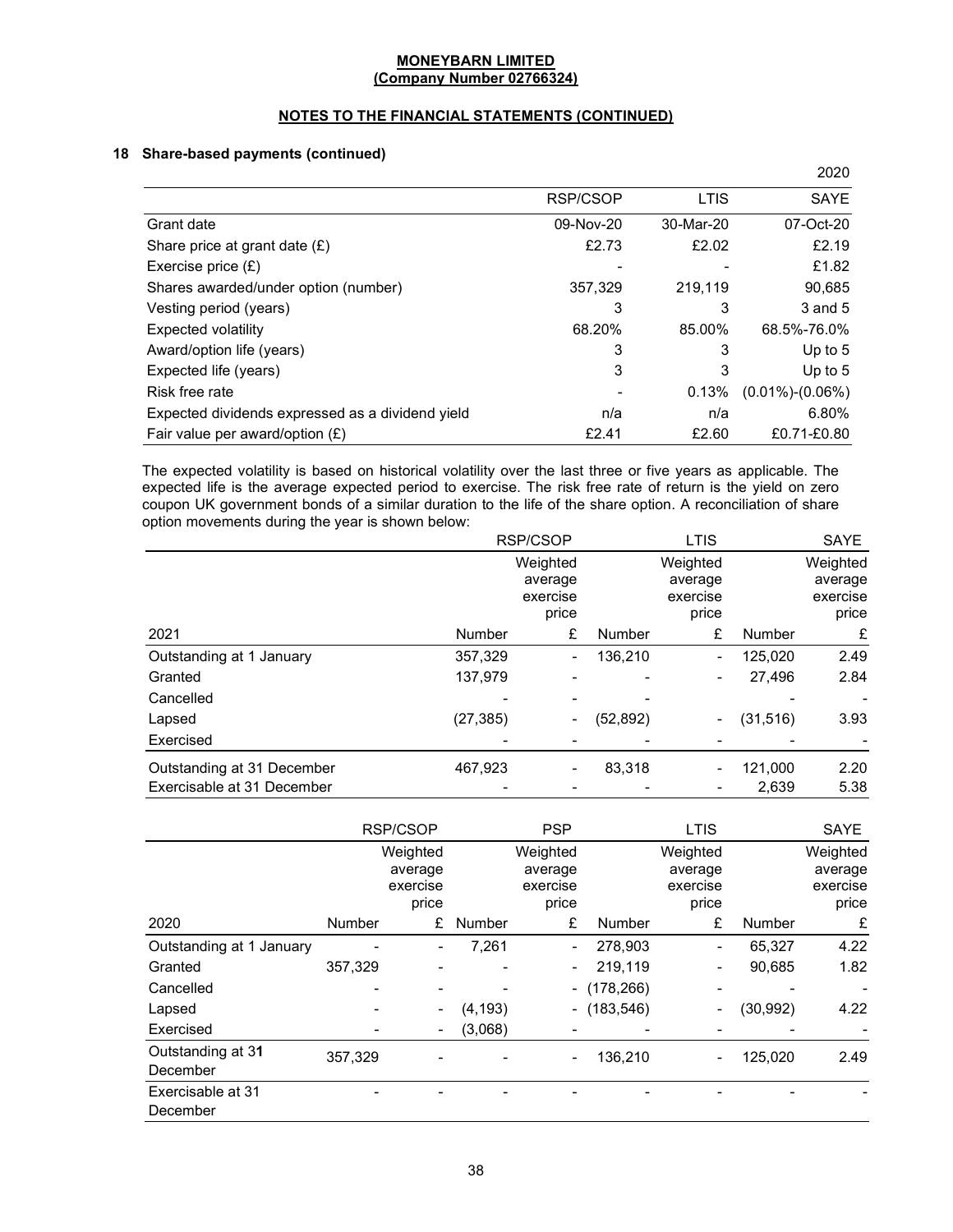**MONEYBARN LIMITED**
**(Company Number 02766324)**

**NOTES TO THE FINANCIAL STATEMENTS (CONTINUED)**

## 18 Share-based payments (continued)

| 2020 | RSP/CSOP | LTIS | SAYE |
|---|---|---|---|
| Grant date | 09-Nov-20 | 30-Mar-20 | 07-Oct-20 |
| Share price at grant date (£) | £2.73 | £2.02 | £2.19 |
| Exercise price (£) | - | - | £1.82 |
| Shares awarded/under option (number) | 357,329 | 219,119 | 90,685 |
| Vesting period (years) | 3 | 3 | 3 and 5 |
| Expected volatility | 68.20% | 85.00% | 68.5%-76.0% |
| Award/option life (years) | 3 | 3 | Up to 5 |
| Expected life (years) | 3 | 3 | Up to 5 |
| Risk free rate | - | 0.13% | (0.01%)-(0.06%) |
| Expected dividends expressed as a dividend yield | n/a | n/a | 6.80% |
| Fair value per award/option (£) | £2.41 | £2.60 | £0.71-£0.80 |

The expected volatility is based on historical volatility over the last three or five years as applicable. The expected life is the average expected period to exercise. The risk free rate of return is the yield on zero coupon UK government bonds of a similar duration to the life of the share option. A reconciliation of share option movements during the year is shown below:

| | RSP/CSOP | | LTIS | | SAYE | |
|---|---|---|---|---|---|---|
| | | Weighted average exercise price | | Weighted average exercise price | | Weighted average exercise price |
| 2021 | Number | £ | Number | £ | Number | £ |
| Outstanding at 1 January | 357,329 | - | 136,210 | - | 125,020 | 2.49 |
| Granted | 137,979 | - | - | - | 27,496 | 2.84 |
| Cancelled | - | - | - | | - | - |
| Lapsed | (27,385) | - | (52,892) | - | (31,516) | 3.93 |
| Exercised | - | - | - | - | - | - |
| Outstanding at 31 December | 467,923 | - | 83,318 | - | 121,000 | 2.20 |
| Exercisable at 31 December | - | - | - | - | 2,639 | 5.38 |

| | RSP/CSOP | | PSP | | LTIS | | SAYE | |
|---|---|---|---|---|---|---|---|---|
| | | Weighted average exercise price | | Weighted average exercise price | | Weighted average exercise price | | Weighted average exercise price |
| 2020 | Number | £ | Number | £ | Number | £ | Number | £ |
| Outstanding at 1 January | - | - | 7,261 | - | 278,903 | - | 65,327 | 4.22 |
| Granted | 357,329 | - | - | - | 219,119 | - | 90,685 | 1.82 |
| Cancelled | - | - | - | - | (178,266) | - | - | - |
| Lapsed | - | - | (4,193) | - | (183,546) | - | (30,992) | 4.22 |
| Exercised | - | - | (3,068) | - | - | - | - | - |
| Outstanding at 31 December | 357,329 | - | - | - | 136,210 | - | 125,020 | 2.49 |
| Exercisable at 31 December | - | - | - | - | - | - | - | - |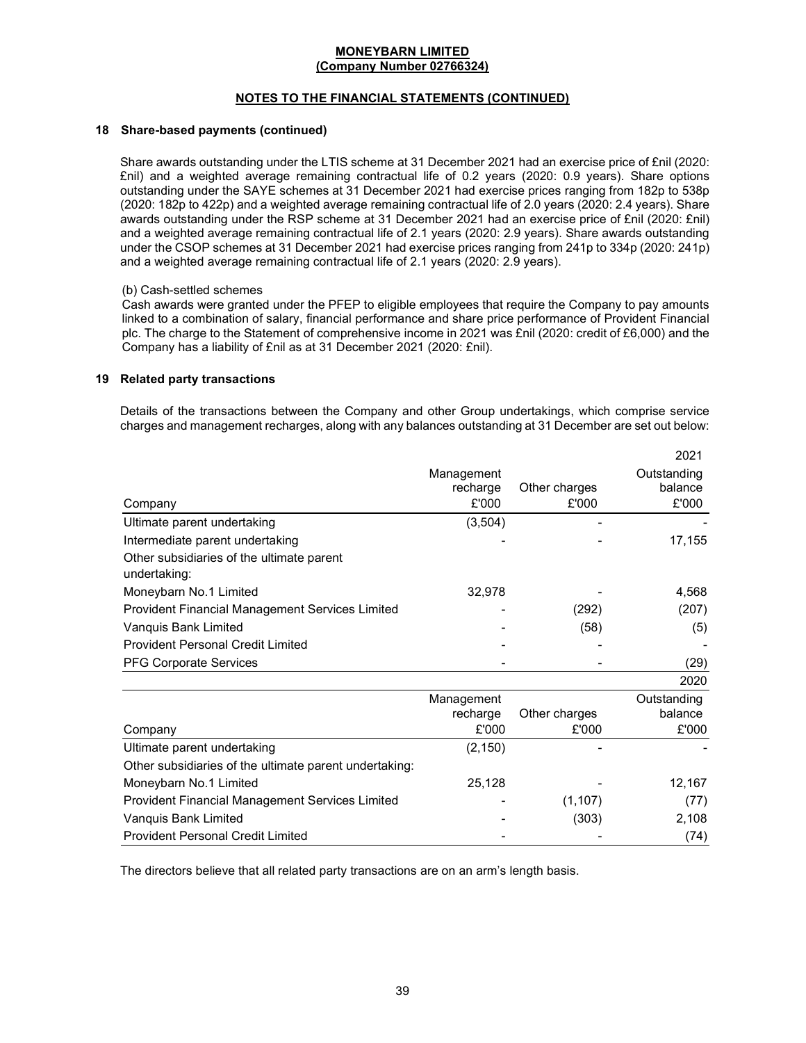**MONEYBARN LIMITED**
**(Company Number 02766324)**

**NOTES TO THE FINANCIAL STATEMENTS (CONTINUED)**

## 18 Share-based payments (continued)

Share awards outstanding under the LTIS scheme at 31 December 2021 had an exercise price of £nil (2020: £nil) and a weighted average remaining contractual life of 0.2 years (2020: 0.9 years). Share options outstanding under the SAYE schemes at 31 December 2021 had exercise prices ranging from 182p to 538p (2020: 182p to 422p) and a weighted average remaining contractual life of 2.0 years (2020: 2.4 years). Share awards outstanding under the RSP scheme at 31 December 2021 had an exercise price of £nil (2020: £nil) and a weighted average remaining contractual life of 2.1 years (2020: 2.9 years). Share awards outstanding under the CSOP schemes at 31 December 2021 had exercise prices ranging from 241p to 334p (2020: 241p) and a weighted average remaining contractual life of 2.1 years (2020: 2.9 years).

(b) Cash-settled schemes

Cash awards were granted under the PFEP to eligible employees that require the Company to pay amounts linked to a combination of salary, financial performance and share price performance of Provident Financial plc. The charge to the Statement of comprehensive income in 2021 was £nil (2020: credit of £6,000) and the Company has a liability of £nil as at 31 December 2021 (2020: £nil).

## 19 Related party transactions

Details of the transactions between the Company and other Group undertakings, which comprise service charges and management recharges, along with any balances outstanding at 31 December are set out below:

| | | | 2021 |
|---|---|---|---|
| Company | Management recharge £'000 | Other charges £'000 | Outstanding balance £'000 |
| Ultimate parent undertaking | (3,504) | - | - |
| Intermediate parent undertaking | - | - | 17,155 |
| Other subsidiaries of the ultimate parent undertaking: | | | |
| Moneybarn No.1 Limited | 32,978 | - | 4,568 |
| Provident Financial Management Services Limited | - | (292) | (207) |
| Vanquis Bank Limited | - | (58) | (5) |
| Provident Personal Credit Limited | - | - | - |
| PFG Corporate Services | - | - | (29) |

| | | | 2020 |
|---|---|---|---|
| Company | Management recharge £'000 | Other charges £'000 | Outstanding balance £'000 |
| Ultimate parent undertaking | (2,150) | - | - |
| Other subsidiaries of the ultimate parent undertaking: | | | |
| Moneybarn No.1 Limited | 25,128 | - | 12,167 |
| Provident Financial Management Services Limited | - | (1,107) | (77) |
| Vanquis Bank Limited | - | (303) | 2,108 |
| Provident Personal Credit Limited | - | - | (74) |

The directors believe that all related party transactions are on an arm's length basis.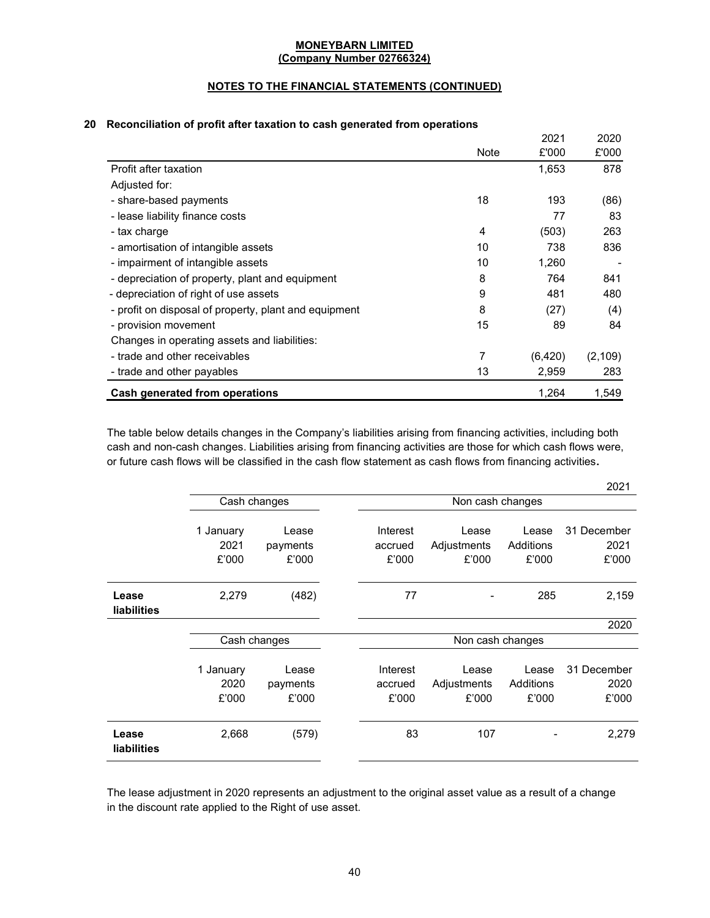**MONEYBARN LIMITED**
**(Company Number 02766324)**

**NOTES TO THE FINANCIAL STATEMENTS (CONTINUED)**

## 20 Reconciliation of profit after taxation to cash generated from operations

| | Note | 2021 £'000 | 2020 £'000 |
|---|---|---|---|
| Profit after taxation | | 1,653 | 878 |
| Adjusted for: | | | |
| - share-based payments | 18 | 193 | (86) |
| - lease liability finance costs | | 77 | 83 |
| - tax charge | 4 | (503) | 263 |
| - amortisation of intangible assets | 10 | 738 | 836 |
| - impairment of intangible assets | 10 | 1,260 | - |
| - depreciation of property, plant and equipment | 8 | 764 | 841 |
| - depreciation of right of use assets | 9 | 481 | 480 |
| - profit on disposal of property, plant and equipment | 8 | (27) | (4) |
| - provision movement | 15 | 89 | 84 |
| Changes in operating assets and liabilities: | | | |
| - trade and other receivables | 7 | (6,420) | (2,109) |
| - trade and other payables | 13 | 2,959 | 283 |
| **Cash generated from operations** | | **1,264** | **1,549** |

The table below details changes in the Company's liabilities arising from financing activities, including both cash and non-cash changes. Liabilities arising from financing activities are those for which cash flows were, or future cash flows will be classified in the cash flow statement as cash flows from financing activities.

2021

| | Cash changes | | Non cash changes | | | |
|---|---|---|---|---|---|---|
| | 1 January 2021 £'000 | Lease payments £'000 | Interest accrued £'000 | Lease Adjustments £'000 | Lease Additions £'000 | 31 December 2021 £'000 |
| **Lease liabilities** | 2,279 | (482) | 77 | - | 285 | 2,159 |

2020

| | Cash changes | | Non cash changes | | | |
|---|---|---|---|---|---|---|
| | 1 January 2020 £'000 | Lease payments £'000 | Interest accrued £'000 | Lease Adjustments £'000 | Lease Additions £'000 | 31 December 2020 £'000 |
| **Lease liabilities** | 2,668 | (579) | 83 | 107 | - | 2,279 |

The lease adjustment in 2020 represents an adjustment to the original asset value as a result of a change in the discount rate applied to the Right of use asset.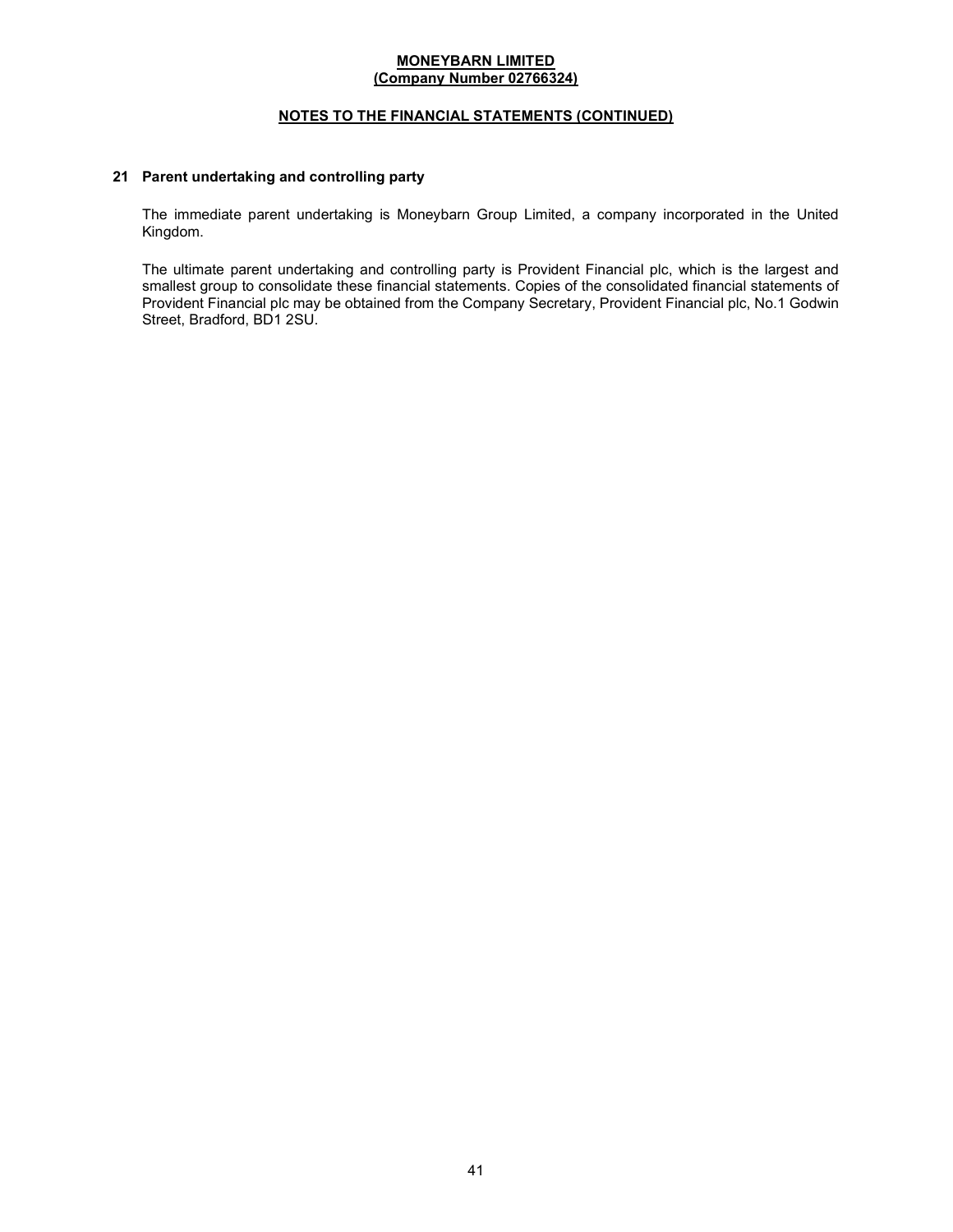## 21 Parent undertaking and controlling party

The immediate parent undertaking is Moneybarn Group Limited, a company incorporated in the United Kingdom.

The ultimate parent undertaking and controlling party is Provident Financial plc, which is the largest and smallest group to consolidate these financial statements. Copies of the consolidated financial statements of Provident Financial plc may be obtained from the Company Secretary, Provident Financial plc, No.1 Godwin Street, Bradford, BD1 2SU.